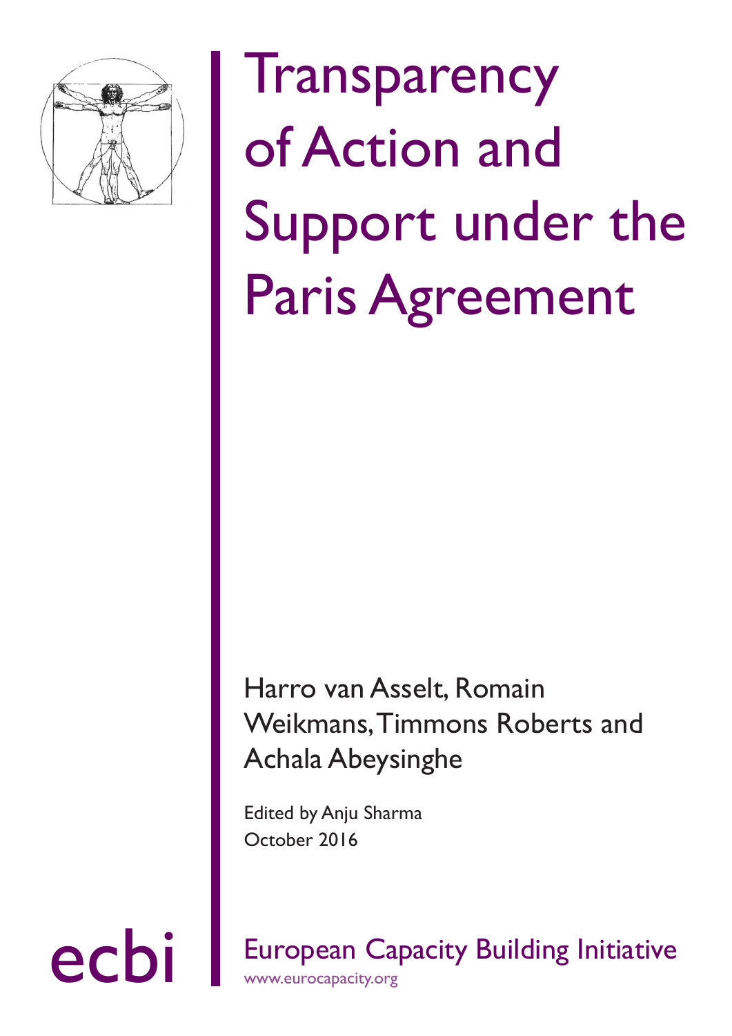# Transparency of Action and Support under the Paris Agreement

Harro van Asselt, Romain Weikmans, Timmons Roberts and Achala Abeysinghe

Edited by Anju Sharma

October 2016

ecbi

European Capacity Building Initiative

www.eurocapacity.org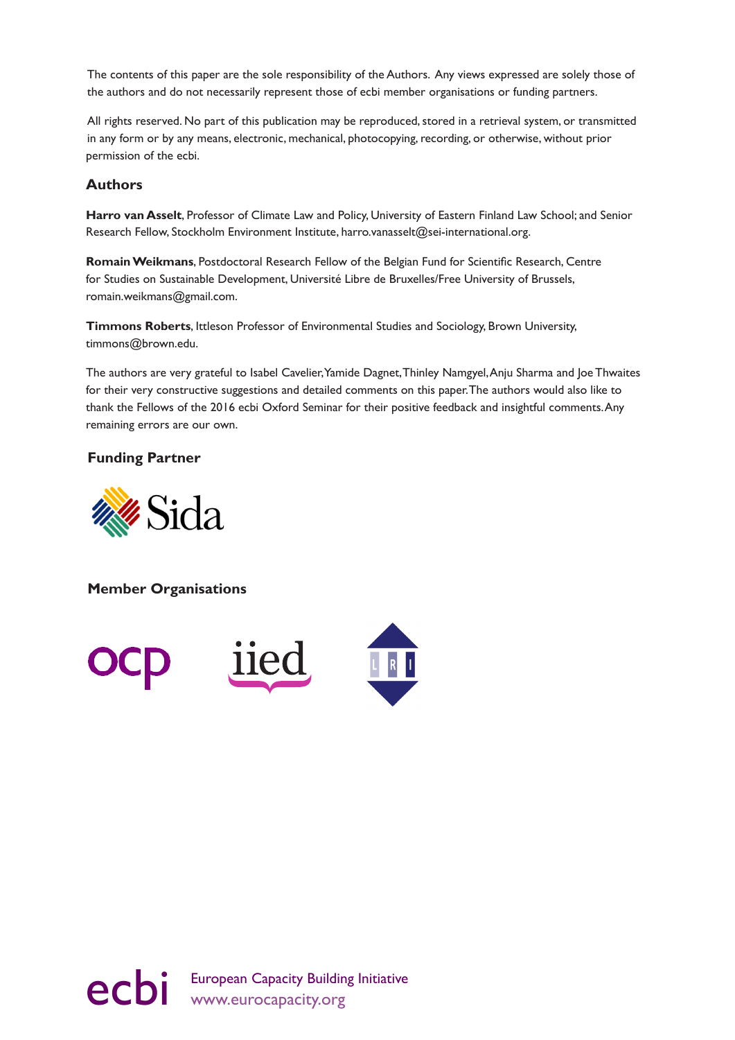The contents of this paper are the sole responsibility of the Authors. Any views expressed are solely those of the authors and do not necessarily represent those of ecbi member organisations or funding partners.

All rights reserved. No part of this publication may be reproduced, stored in a retrieval system, or transmitted in any form or by any means, electronic, mechanical, photocopying, recording, or otherwise, without prior permission of the ecbi.

## Authors

**Harro van Asselt**, Professor of Climate Law and Policy, University of Eastern Finland Law School; and Senior Research Fellow, Stockholm Environment Institute, harro.vanasselt@sei-international.org.

**Romain Weikmans**, Postdoctoral Research Fellow of the Belgian Fund for Scientific Research, Centre for Studies on Sustainable Development, Université Libre de Bruxelles/Free University of Brussels, romain.weikmans@gmail.com.

**Timmons Roberts**, Ittleson Professor of Environmental Studies and Sociology, Brown University, timmons@brown.edu.

The authors are very grateful to Isabel Cavelier, Yamide Dagnet, Thinley Namgyel, Anju Sharma and Joe Thwaites for their very constructive suggestions and detailed comments on this paper. The authors would also like to thank the Fellows of the 2016 ecbi Oxford Seminar for their positive feedback and insightful comments. Any remaining errors are our own.

## Funding Partner

Sida

## Member Organisations

ocp iied LRI

ecbi European Capacity Building Initiative
www.eurocapacity.org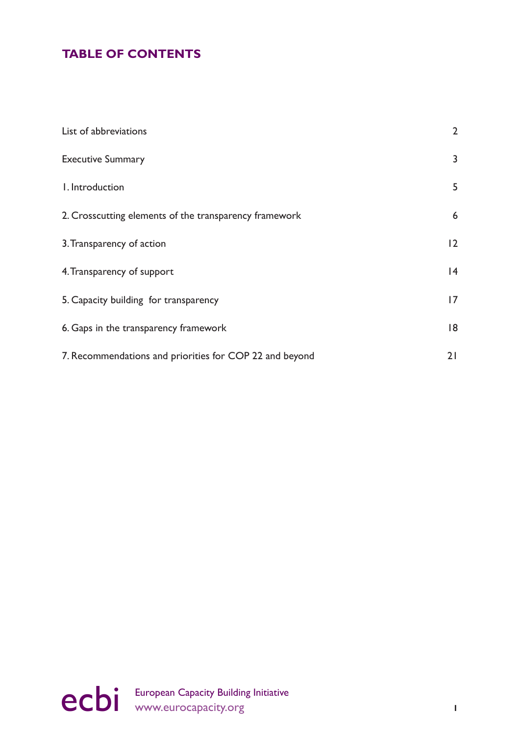# TABLE OF CONTENTS

| | |
|---|---|
| List of abbreviations | 2 |
| Executive Summary | 3 |
| 1. Introduction | 5 |
| 2. Crosscutting elements of the transparency framework | 6 |
| 3. Transparency of action | 12 |
| 4. Transparency of support | 14 |
| 5. Capacity building for transparency | 17 |
| 6. Gaps in the transparency framework | 18 |
| 7. Recommendations and priorities for COP 22 and beyond | 21 |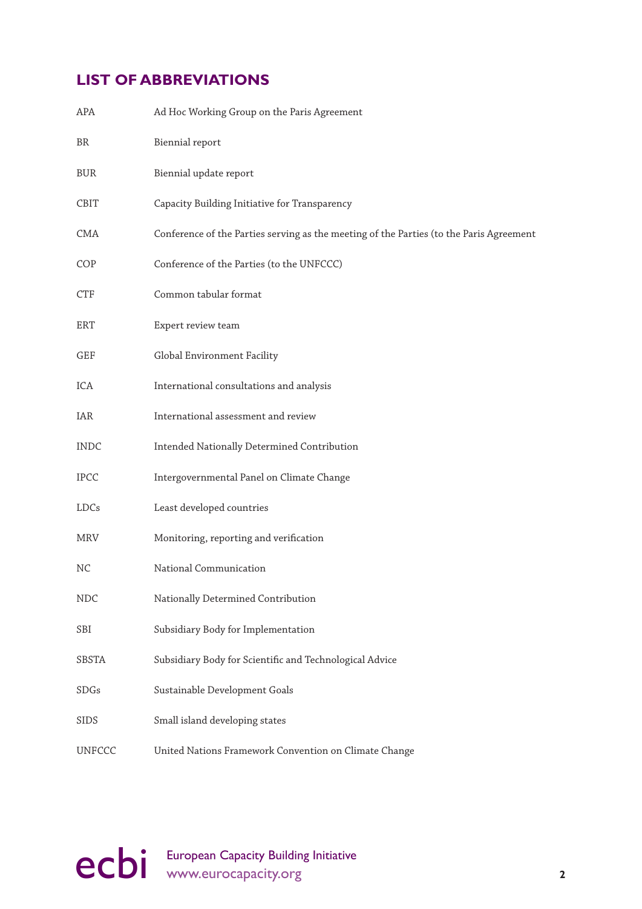## LIST OF ABBREVIATIONS

| | |
|---|---|
| APA | Ad Hoc Working Group on the Paris Agreement |
| BR | Biennial report |
| BUR | Biennial update report |
| CBIT | Capacity Building Initiative for Transparency |
| CMA | Conference of the Parties serving as the meeting of the Parties (to the Paris Agreement |
| COP | Conference of the Parties (to the UNFCCC) |
| CTF | Common tabular format |
| ERT | Expert review team |
| GEF | Global Environment Facility |
| ICA | International consultations and analysis |
| IAR | International assessment and review |
| INDC | Intended Nationally Determined Contribution |
| IPCC | Intergovernmental Panel on Climate Change |
| LDCs | Least developed countries |
| MRV | Monitoring, reporting and verification |
| NC | National Communication |
| NDC | Nationally Determined Contribution |
| SBI | Subsidiary Body for Implementation |
| SBSTA | Subsidiary Body for Scientific and Technological Advice |
| SDGs | Sustainable Development Goals |
| SIDS | Small island developing states |
| UNFCCC | United Nations Framework Convention on Climate Change |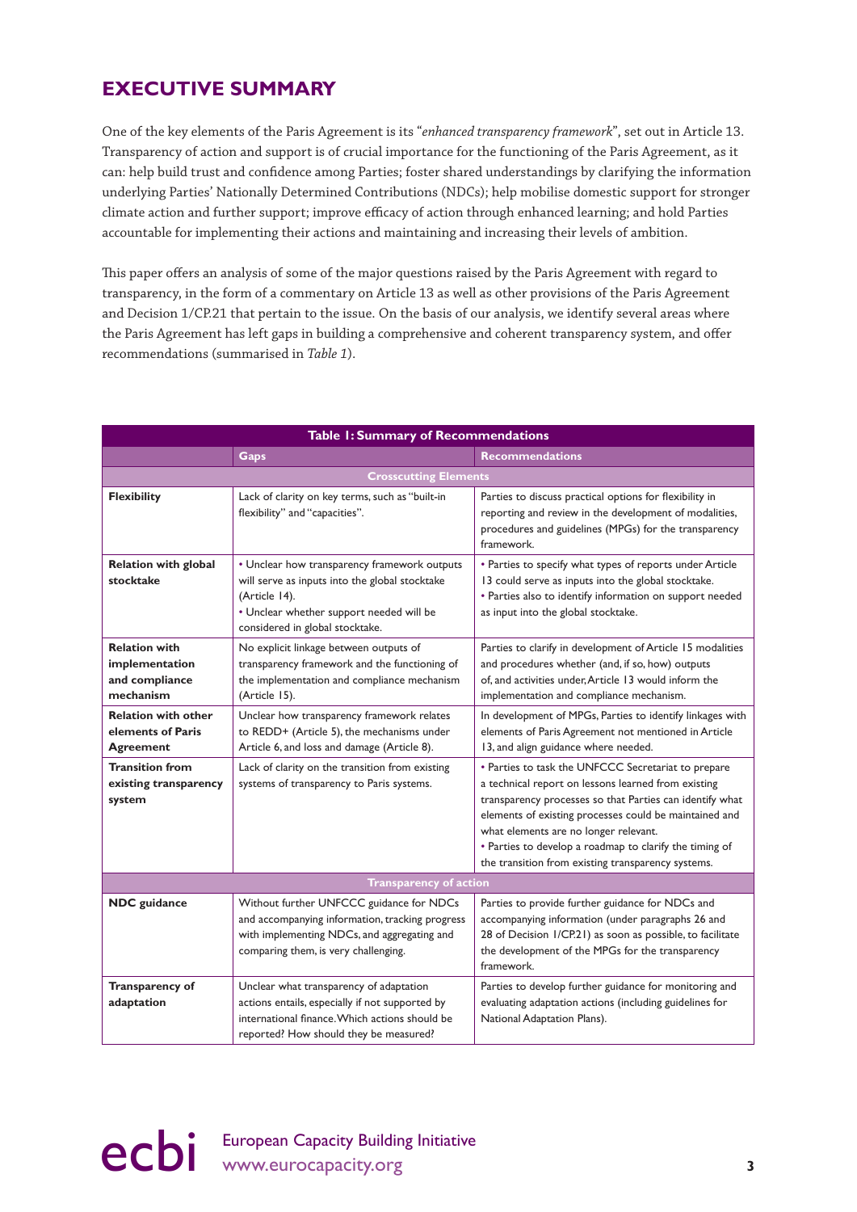## EXECUTIVE SUMMARY

One of the key elements of the Paris Agreement is its "*enhanced transparency framework*", set out in Article 13. Transparency of action and support is of crucial importance for the functioning of the Paris Agreement, as it can: help build trust and confidence among Parties; foster shared understandings by clarifying the information underlying Parties' Nationally Determined Contributions (NDCs); help mobilise domestic support for stronger climate action and further support; improve efficacy of action through enhanced learning; and hold Parties accountable for implementing their actions and maintaining and increasing their levels of ambition.

This paper offers an analysis of some of the major questions raised by the Paris Agreement with regard to transparency, in the form of a commentary on Article 13 as well as other provisions of the Paris Agreement and Decision 1/CP.21 that pertain to the issue. On the basis of our analysis, we identify several areas where the Paris Agreement has left gaps in building a comprehensive and coherent transparency system, and offer recommendations (summarised in *Table 1*).

**Table 1: Summary of Recommendations**

| | Gaps | Recommendations |
|---|---|---|
| **Crosscutting Elements** | | |
| **Flexibility** | Lack of clarity on key terms, such as "built-in flexibility" and "capacities". | Parties to discuss practical options for flexibility in reporting and review in the development of modalities, procedures and guidelines (MPGs) for the transparency framework. |
| **Relation with global stocktake** | • Unclear how transparency framework outputs will serve as inputs into the global stocktake (Article 14).<br>• Unclear whether support needed will be considered in global stocktake. | • Parties to specify what types of reports under Article 13 could serve as inputs into the global stocktake.<br>• Parties also to identify information on support needed as input into the global stocktake. |
| **Relation with implementation and compliance mechanism** | No explicit linkage between outputs of transparency framework and the functioning of the implementation and compliance mechanism (Article 15). | Parties to clarify in development of Article 15 modalities and procedures whether (and, if so, how) outputs of, and activities under, Article 13 would inform the implementation and compliance mechanism. |
| **Relation with other elements of Paris Agreement** | Unclear how transparency framework relates to REDD+ (Article 5), the mechanisms under Article 6, and loss and damage (Article 8). | In development of MPGs, Parties to identify linkages with elements of Paris Agreement not mentioned in Article 13, and align guidance where needed. |
| **Transition from existing transparency system** | Lack of clarity on the transition from existing systems of transparency to Paris systems. | • Parties to task the UNFCCC Secretariat to prepare a technical report on lessons learned from existing transparency processes so that Parties can identify what elements of existing processes could be maintained and what elements are no longer relevant.<br>• Parties to develop a roadmap to clarify the timing of the transition from existing transparency systems. |
| **Transparency of action** | | |
| **NDC guidance** | Without further UNFCCC guidance for NDCs and accompanying information, tracking progress with implementing NDCs, and aggregating and comparing them, is very challenging. | Parties to provide further guidance for NDCs and accompanying information (under paragraphs 26 and 28 of Decision 1/CP.21) as soon as possible, to facilitate the development of the MPGs for the transparency framework. |
| **Transparency of adaptation** | Unclear what transparency of adaptation actions entails, especially if not supported by international finance. Which actions should be reported? How should they be measured? | Parties to develop further guidance for monitoring and evaluating adaptation actions (including guidelines for National Adaptation Plans). |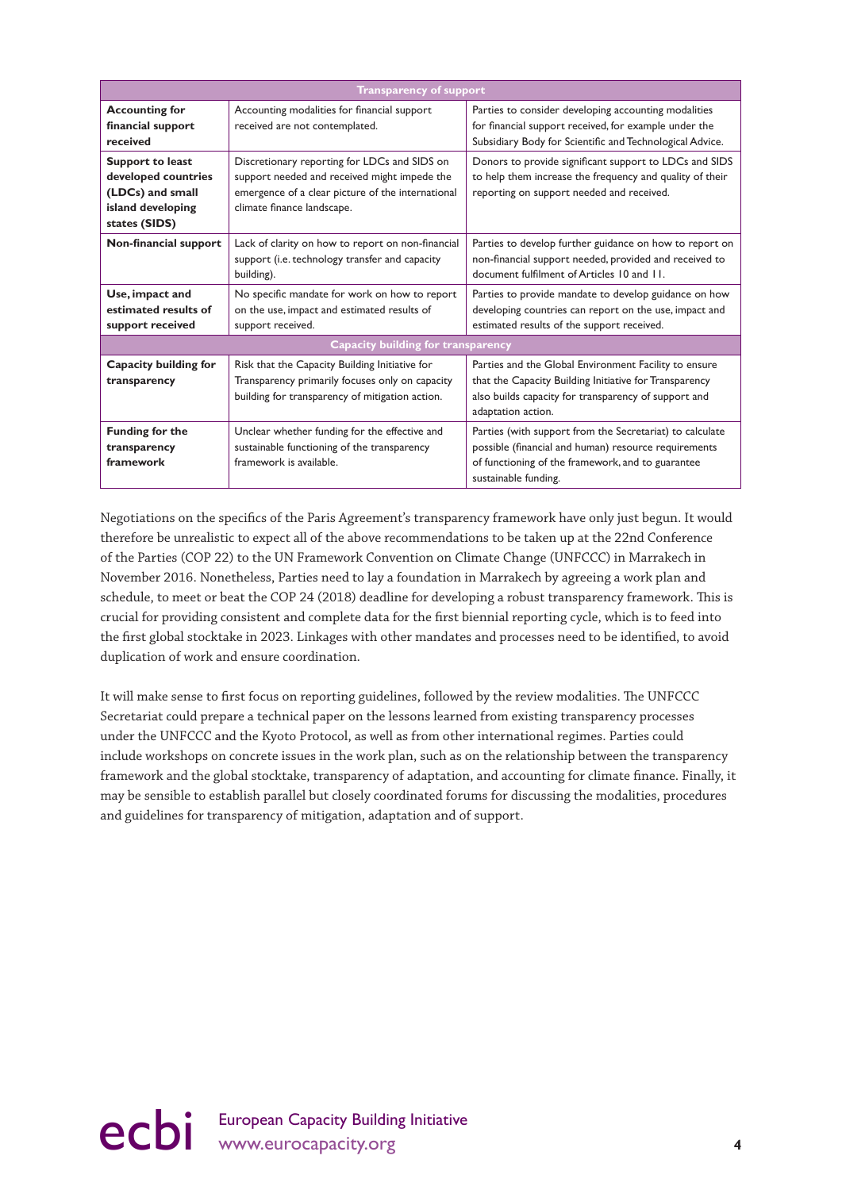| Transparency of support | | |
|---|---|---|
| **Accounting for financial support received** | Accounting modalities for financial support received are not contemplated. | Parties to consider developing accounting modalities for financial support received, for example under the Subsidiary Body for Scientific and Technological Advice. |
| **Support to least developed countries (LDCs) and small island developing states (SIDS)** | Discretionary reporting for LDCs and SIDS on support needed and received might impede the emergence of a clear picture of the international climate finance landscape. | Donors to provide significant support to LDCs and SIDS to help them increase the frequency and quality of their reporting on support needed and received. |
| **Non-financial support** | Lack of clarity on how to report on non-financial support (i.e. technology transfer and capacity building). | Parties to develop further guidance on how to report on non-financial support needed, provided and received to document fulfilment of Articles 10 and 11. |
| **Use, impact and estimated results of support received** | No specific mandate for work on how to report on the use, impact and estimated results of support received. | Parties to provide mandate to develop guidance on how developing countries can report on the use, impact and estimated results of the support received. |
| **Capacity building for transparency** | | |
| **Capacity building for transparency** | Risk that the Capacity Building Initiative for Transparency primarily focuses only on capacity building for transparency of mitigation action. | Parties and the Global Environment Facility to ensure that the Capacity Building Initiative for Transparency also builds capacity for transparency of support and adaptation action. |
| **Funding for the transparency framework** | Unclear whether funding for the effective and sustainable functioning of the transparency framework is available. | Parties (with support from the Secretariat) to calculate possible (financial and human) resource requirements of functioning of the framework, and to guarantee sustainable funding. |

Negotiations on the specifics of the Paris Agreement's transparency framework have only just begun. It would therefore be unrealistic to expect all of the above recommendations to be taken up at the 22nd Conference of the Parties (COP 22) to the UN Framework Convention on Climate Change (UNFCCC) in Marrakech in November 2016. Nonetheless, Parties need to lay a foundation in Marrakech by agreeing a work plan and schedule, to meet or beat the COP 24 (2018) deadline for developing a robust transparency framework. This is crucial for providing consistent and complete data for the first biennial reporting cycle, which is to feed into the first global stocktake in 2023. Linkages with other mandates and processes need to be identified, to avoid duplication of work and ensure coordination.

It will make sense to first focus on reporting guidelines, followed by the review modalities. The UNFCCC Secretariat could prepare a technical paper on the lessons learned from existing transparency processes under the UNFCCC and the Kyoto Protocol, as well as from other international regimes. Parties could include workshops on concrete issues in the work plan, such as on the relationship between the transparency framework and the global stocktake, transparency of adaptation, and accounting for climate finance. Finally, it may be sensible to establish parallel but closely coordinated forums for discussing the modalities, procedures and guidelines for transparency of mitigation, adaptation and of support.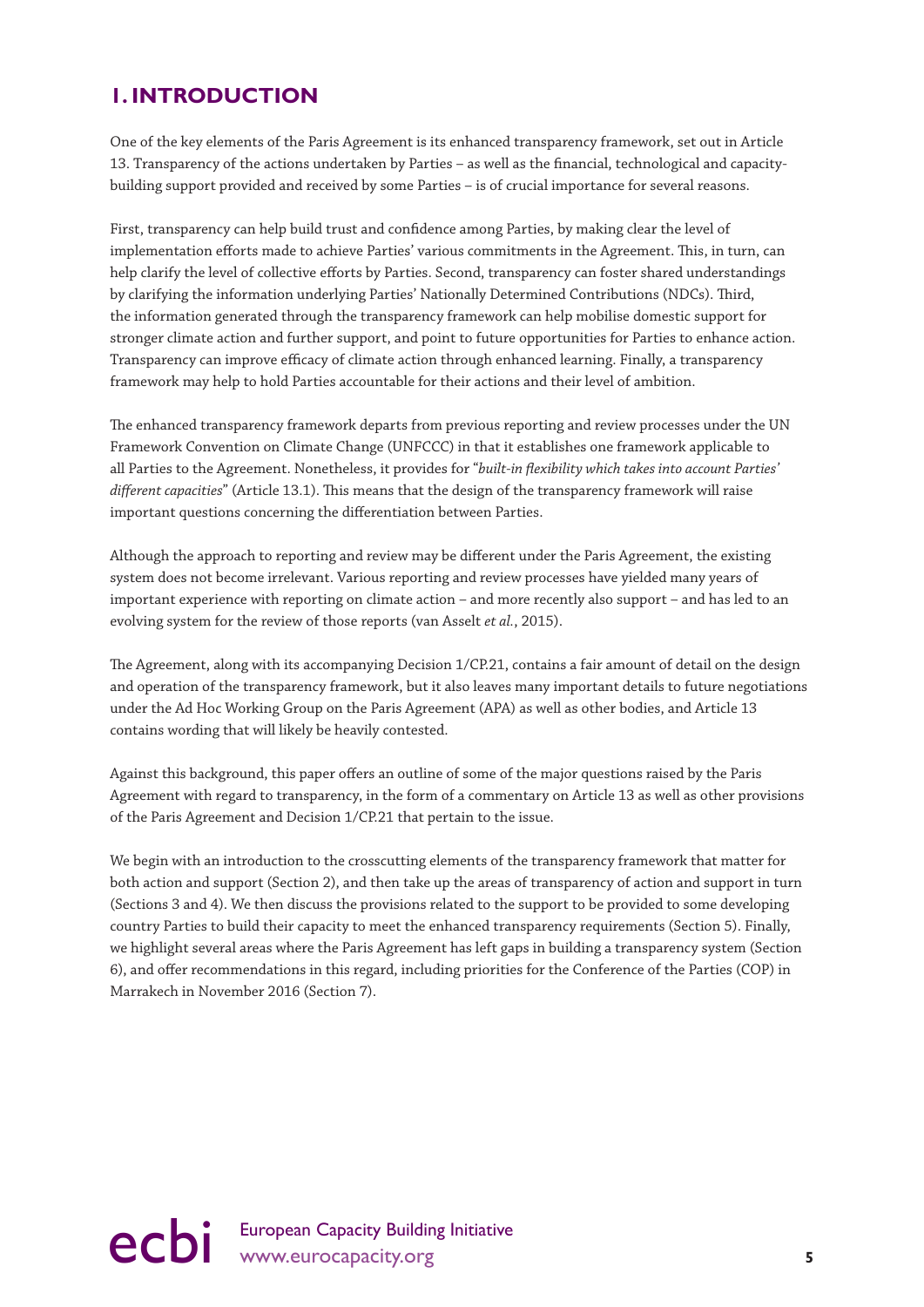# 1. INTRODUCTION

One of the key elements of the Paris Agreement is its enhanced transparency framework, set out in Article 13. Transparency of the actions undertaken by Parties – as well as the financial, technological and capacity-building support provided and received by some Parties – is of crucial importance for several reasons.

First, transparency can help build trust and confidence among Parties, by making clear the level of implementation efforts made to achieve Parties' various commitments in the Agreement. This, in turn, can help clarify the level of collective efforts by Parties. Second, transparency can foster shared understandings by clarifying the information underlying Parties' Nationally Determined Contributions (NDCs). Third, the information generated through the transparency framework can help mobilise domestic support for stronger climate action and further support, and point to future opportunities for Parties to enhance action. Transparency can improve efficacy of climate action through enhanced learning. Finally, a transparency framework may help to hold Parties accountable for their actions and their level of ambition.

The enhanced transparency framework departs from previous reporting and review processes under the UN Framework Convention on Climate Change (UNFCCC) in that it establishes one framework applicable to all Parties to the Agreement. Nonetheless, it provides for "*built-in flexibility which takes into account Parties' different capacities*" (Article 13.1). This means that the design of the transparency framework will raise important questions concerning the differentiation between Parties.

Although the approach to reporting and review may be different under the Paris Agreement, the existing system does not become irrelevant. Various reporting and review processes have yielded many years of important experience with reporting on climate action – and more recently also support – and has led to an evolving system for the review of those reports (van Asselt *et al.*, 2015).

The Agreement, along with its accompanying Decision 1/CP.21, contains a fair amount of detail on the design and operation of the transparency framework, but it also leaves many important details to future negotiations under the Ad Hoc Working Group on the Paris Agreement (APA) as well as other bodies, and Article 13 contains wording that will likely be heavily contested.

Against this background, this paper offers an outline of some of the major questions raised by the Paris Agreement with regard to transparency, in the form of a commentary on Article 13 as well as other provisions of the Paris Agreement and Decision 1/CP.21 that pertain to the issue.

We begin with an introduction to the crosscutting elements of the transparency framework that matter for both action and support (Section 2), and then take up the areas of transparency of action and support in turn (Sections 3 and 4). We then discuss the provisions related to the support to be provided to some developing country Parties to build their capacity to meet the enhanced transparency requirements (Section 5). Finally, we highlight several areas where the Paris Agreement has left gaps in building a transparency system (Section 6), and offer recommendations in this regard, including priorities for the Conference of the Parties (COP) in Marrakech in November 2016 (Section 7).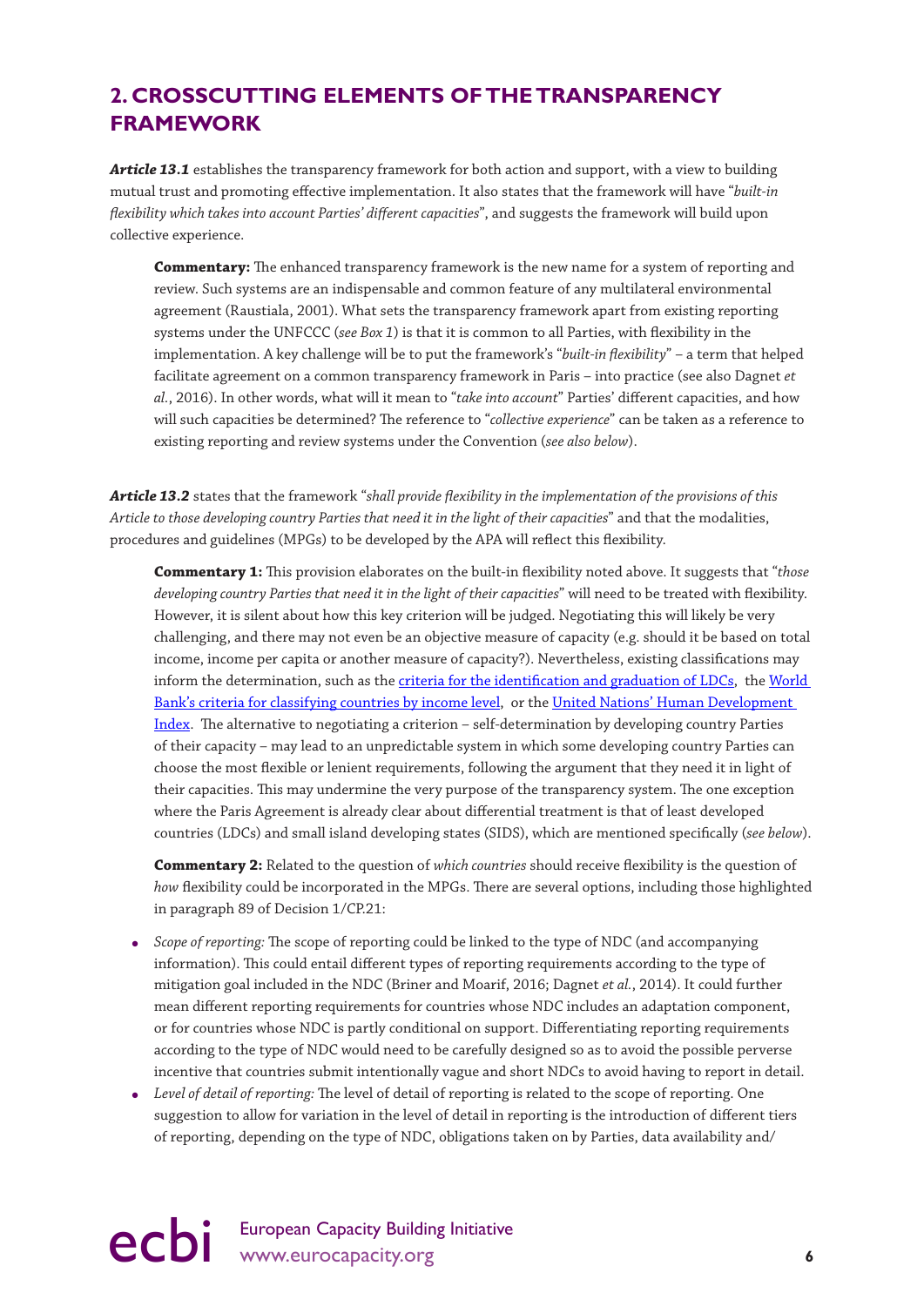## 2. CROSSCUTTING ELEMENTS OF THE TRANSPARENCY FRAMEWORK

***Article 13.1*** establishes the transparency framework for both action and support, with a view to building mutual trust and promoting effective implementation. It also states that the framework will have "*built-in flexibility which takes into account Parties' different capacities*", and suggests the framework will build upon collective experience.

> **Commentary:** The enhanced transparency framework is the new name for a system of reporting and review. Such systems are an indispensable and common feature of any multilateral environmental agreement (Raustiala, 2001). What sets the transparency framework apart from existing reporting systems under the UNFCCC (*see Box 1*) is that it is common to all Parties, with flexibility in the implementation. A key challenge will be to put the framework's "*built-in flexibility*" – a term that helped facilitate agreement on a common transparency framework in Paris – into practice (see also Dagnet *et al.*, 2016). In other words, what will it mean to "*take into account*" Parties' different capacities, and how will such capacities be determined? The reference to "*collective experience*" can be taken as a reference to existing reporting and review systems under the Convention (*see also below*).

***Article 13.2*** states that the framework "*shall provide flexibility in the implementation of the provisions of this Article to those developing country Parties that need it in the light of their capacities*" and that the modalities, procedures and guidelines (MPGs) to be developed by the APA will reflect this flexibility.

> **Commentary 1:** This provision elaborates on the built-in flexibility noted above. It suggests that "*those developing country Parties that need it in the light of their capacities*" will need to be treated with flexibility. However, it is silent about how this key criterion will be judged. Negotiating this will likely be very challenging, and there may not even be an objective measure of capacity (e.g. should it be based on total income, income per capita or another measure of capacity?). Nevertheless, existing classifications may inform the determination, such as the criteria for the identification and graduation of LDCs, the World Bank's criteria for classifying countries by income level, or the United Nations' Human Development Index. The alternative to negotiating a criterion – self-determination by developing country Parties of their capacity – may lead to an unpredictable system in which some developing country Parties can choose the most flexible or lenient requirements, following the argument that they need it in light of their capacities. This may undermine the very purpose of the transparency system. The one exception where the Paris Agreement is already clear about differential treatment is that of least developed countries (LDCs) and small island developing states (SIDS), which are mentioned specifically (*see below*).
>
> **Commentary 2:** Related to the question of *which countries* should receive flexibility is the question of *how* flexibility could be incorporated in the MPGs. There are several options, including those highlighted in paragraph 89 of Decision 1/CP.21:

- *Scope of reporting:* The scope of reporting could be linked to the type of NDC (and accompanying information). This could entail different types of reporting requirements according to the type of mitigation goal included in the NDC (Briner and Moarif, 2016; Dagnet *et al.*, 2014). It could further mean different reporting requirements for countries whose NDC includes an adaptation component, or for countries whose NDC is partly conditional on support. Differentiating reporting requirements according to the type of NDC would need to be carefully designed so as to avoid the possible perverse incentive that countries submit intentionally vague and short NDCs to avoid having to report in detail.
- *Level of detail of reporting:* The level of detail of reporting is related to the scope of reporting. One suggestion to allow for variation in the level of detail in reporting is the introduction of different tiers of reporting, depending on the type of NDC, obligations taken on by Parties, data availability and/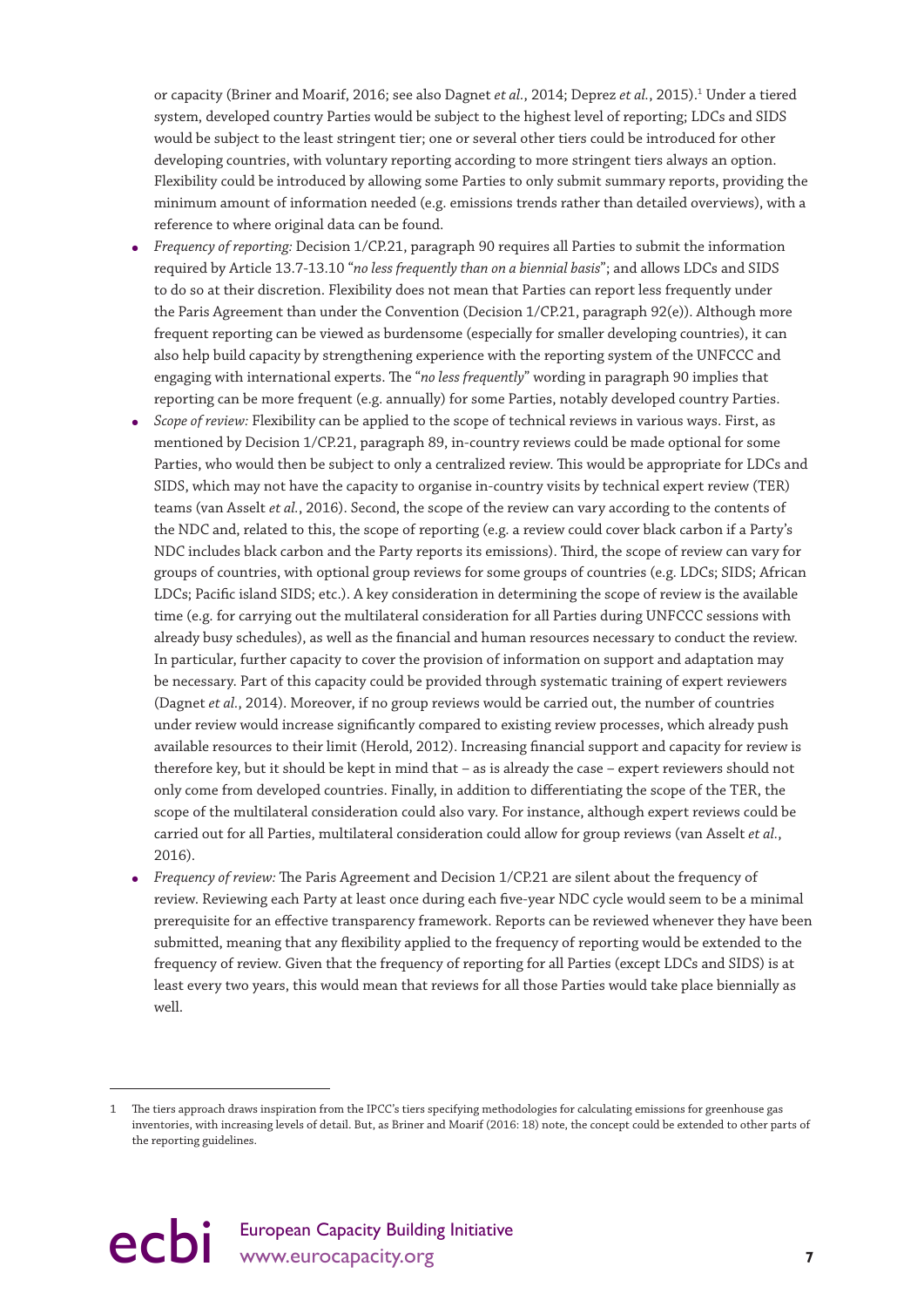or capacity (Briner and Moarif, 2016; see also Dagnet *et al.*, 2014; Deprez *et al.*, 2015).[1] Under a tiered system, developed country Parties would be subject to the highest level of reporting; LDCs and SIDS would be subject to the least stringent tier; one or several other tiers could be introduced for other developing countries, with voluntary reporting according to more stringent tiers always an option. Flexibility could be introduced by allowing some Parties to only submit summary reports, providing the minimum amount of information needed (e.g. emissions trends rather than detailed overviews), with a reference to where original data can be found.

- *Frequency of reporting:* Decision 1/CP.21, paragraph 90 requires all Parties to submit the information required by Article 13.7-13.10 "*no less frequently than on a biennial basis*"; and allows LDCs and SIDS to do so at their discretion. Flexibility does not mean that Parties can report less frequently under the Paris Agreement than under the Convention (Decision 1/CP.21, paragraph 92(e)). Although more frequent reporting can be viewed as burdensome (especially for smaller developing countries), it can also help build capacity by strengthening experience with the reporting system of the UNFCCC and engaging with international experts. The "*no less frequently*" wording in paragraph 90 implies that reporting can be more frequent (e.g. annually) for some Parties, notably developed country Parties.
- *Scope of review:* Flexibility can be applied to the scope of technical reviews in various ways. First, as mentioned by Decision 1/CP.21, paragraph 89, in-country reviews could be made optional for some Parties, who would then be subject to only a centralized review. This would be appropriate for LDCs and SIDS, which may not have the capacity to organise in-country visits by technical expert review (TER) teams (van Asselt *et al.*, 2016). Second, the scope of the review can vary according to the contents of the NDC and, related to this, the scope of reporting (e.g. a review could cover black carbon if a Party's NDC includes black carbon and the Party reports its emissions). Third, the scope of review can vary for groups of countries, with optional group reviews for some groups of countries (e.g. LDCs; SIDS; African LDCs; Pacific island SIDS; etc.). A key consideration in determining the scope of review is the available time (e.g. for carrying out the multilateral consideration for all Parties during UNFCCC sessions with already busy schedules), as well as the financial and human resources necessary to conduct the review. In particular, further capacity to cover the provision of information on support and adaptation may be necessary. Part of this capacity could be provided through systematic training of expert reviewers (Dagnet *et al.*, 2014). Moreover, if no group reviews would be carried out, the number of countries under review would increase significantly compared to existing review processes, which already push available resources to their limit (Herold, 2012). Increasing financial support and capacity for review is therefore key, but it should be kept in mind that – as is already the case – expert reviewers should not only come from developed countries. Finally, in addition to differentiating the scope of the TER, the scope of the multilateral consideration could also vary. For instance, although expert reviews could be carried out for all Parties, multilateral consideration could allow for group reviews (van Asselt *et al.*, 2016).
- *Frequency of review:* The Paris Agreement and Decision 1/CP.21 are silent about the frequency of review. Reviewing each Party at least once during each five-year NDC cycle would seem to be a minimal prerequisite for an effective transparency framework. Reports can be reviewed whenever they have been submitted, meaning that any flexibility applied to the frequency of reporting would be extended to the frequency of review. Given that the frequency of reporting for all Parties (except LDCs and SIDS) is at least every two years, this would mean that reviews for all those Parties would take place biennially as well.

---

[1] The tiers approach draws inspiration from the IPCC's tiers specifying methodologies for calculating emissions for greenhouse gas inventories, with increasing levels of detail. But, as Briner and Moarif (2016: 18) note, the concept could be extended to other parts of the reporting guidelines.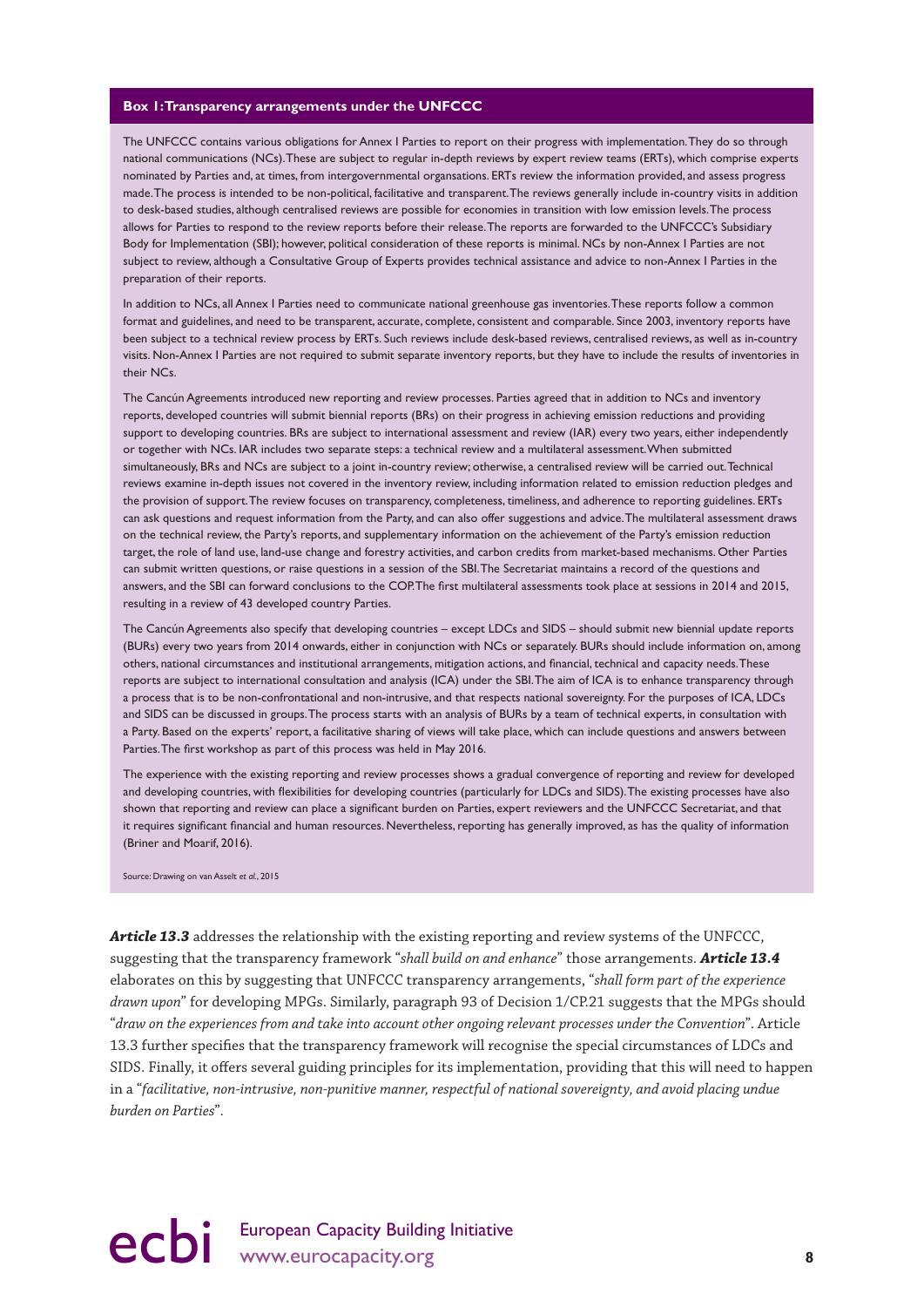### Box 1: Transparency arrangements under the UNFCCC

The UNFCCC contains various obligations for Annex I Parties to report on their progress with implementation. They do so through national communications (NCs). These are subject to regular in-depth reviews by expert review teams (ERTs), which comprise experts nominated by Parties and, at times, from intergovernmental organsations. ERTs review the information provided, and assess progress made. The process is intended to be non-political, facilitative and transparent. The reviews generally include in-country visits in addition to desk-based studies, although centralised reviews are possible for economies in transition with low emission levels. The process allows for Parties to respond to the review reports before their release. The reports are forwarded to the UNFCCC's Subsidiary Body for Implementation (SBI); however, political consideration of these reports is minimal. NCs by non-Annex I Parties are not subject to review, although a Consultative Group of Experts provides technical assistance and advice to non-Annex I Parties in the preparation of their reports.

In addition to NCs, all Annex I Parties need to communicate national greenhouse gas inventories. These reports follow a common format and guidelines, and need to be transparent, accurate, complete, consistent and comparable. Since 2003, inventory reports have been subject to a technical review process by ERTs. Such reviews include desk-based reviews, centralised reviews, as well as in-country visits. Non-Annex I Parties are not required to submit separate inventory reports, but they have to include the results of inventories in their NCs.

The Cancún Agreements introduced new reporting and review processes. Parties agreed that in addition to NCs and inventory reports, developed countries will submit biennial reports (BRs) on their progress in achieving emission reductions and providing support to developing countries. BRs are subject to international assessment and review (IAR) every two years, either independently or together with NCs. IAR includes two separate steps: a technical review and a multilateral assessment. When submitted simultaneously, BRs and NCs are subject to a joint in-country review; otherwise, a centralised review will be carried out. Technical reviews examine in-depth issues not covered in the inventory review, including information related to emission reduction pledges and the provision of support. The review focuses on transparency, completeness, timeliness, and adherence to reporting guidelines. ERTs can ask questions and request information from the Party, and can also offer suggestions and advice. The multilateral assessment draws on the technical review, the Party's reports, and supplementary information on the achievement of the Party's emission reduction target, the role of land use, land-use change and forestry activities, and carbon credits from market-based mechanisms. Other Parties can submit written questions, or raise questions in a session of the SBI. The Secretariat maintains a record of the questions and answers, and the SBI can forward conclusions to the COP. The first multilateral assessments took place at sessions in 2014 and 2015, resulting in a review of 43 developed country Parties.

The Cancún Agreements also specify that developing countries – except LDCs and SIDS – should submit new biennial update reports (BURs) every two years from 2014 onwards, either in conjunction with NCs or separately. BURs should include information on, among others, national circumstances and institutional arrangements, mitigation actions, and financial, technical and capacity needs. These reports are subject to international consultation and analysis (ICA) under the SBI. The aim of ICA is to enhance transparency through a process that is to be non-confrontational and non-intrusive, and that respects national sovereignty. For the purposes of ICA, LDCs and SIDS can be discussed in groups. The process starts with an analysis of BURs by a team of technical experts, in consultation with a Party. Based on the experts' report, a facilitative sharing of views will take place, which can include questions and answers between Parties. The first workshop as part of this process was held in May 2016.

The experience with the existing reporting and review processes shows a gradual convergence of reporting and review for developed and developing countries, with flexibilities for developing countries (particularly for LDCs and SIDS). The existing processes have also shown that reporting and review can place a significant burden on Parties, expert reviewers and the UNFCCC Secretariat, and that it requires significant financial and human resources. Nevertheless, reporting has generally improved, as has the quality of information (Briner and Moarif, 2016).

Source: Drawing on van Asselt *et al.*, 2015

***Article 13.3*** addresses the relationship with the existing reporting and review systems of the UNFCCC, suggesting that the transparency framework "*shall build on and enhance*" those arrangements. ***Article 13.4*** elaborates on this by suggesting that UNFCCC transparency arrangements, "*shall form part of the experience drawn upon*" for developing MPGs. Similarly, paragraph 93 of Decision 1/CP.21 suggests that the MPGs should "*draw on the experiences from and take into account other ongoing relevant processes under the Convention*". Article 13.3 further specifies that the transparency framework will recognise the special circumstances of LDCs and SIDS. Finally, it offers several guiding principles for its implementation, providing that this will need to happen in a "*facilitative, non-intrusive, non-punitive manner, respectful of national sovereignty, and avoid placing undue burden on Parties*".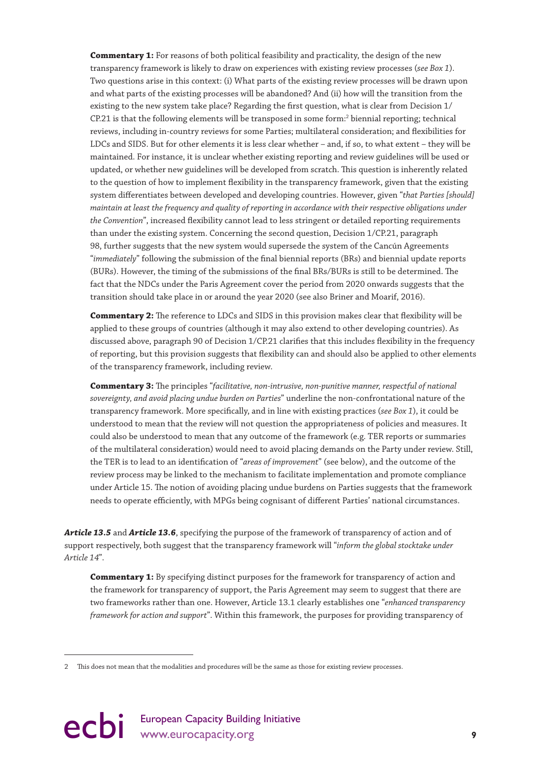**Commentary 1:** For reasons of both political feasibility and practicality, the design of the new transparency framework is likely to draw on experiences with existing review processes (*see Box 1*). Two questions arise in this context: (i) What parts of the existing review processes will be drawn upon and what parts of the existing processes will be abandoned? And (ii) how will the transition from the existing to the new system take place? Regarding the first question, what is clear from Decision 1/CP.21 is that the following elements will be transposed in some form:[2] biennial reporting; technical reviews, including in-country reviews for some Parties; multilateral consideration; and flexibilities for LDCs and SIDS. But for other elements it is less clear whether – and, if so, to what extent – they will be maintained. For instance, it is unclear whether existing reporting and review guidelines will be used or updated, or whether new guidelines will be developed from scratch. This question is inherently related to the question of how to implement flexibility in the transparency framework, given that the existing system differentiates between developed and developing countries. However, given "*that Parties [should] maintain at least the frequency and quality of reporting in accordance with their respective obligations under the Convention*", increased flexibility cannot lead to less stringent or detailed reporting requirements than under the existing system. Concerning the second question, Decision 1/CP.21, paragraph 98, further suggests that the new system would supersede the system of the Cancún Agreements "*immediately*" following the submission of the final biennial reports (BRs) and biennial update reports (BURs). However, the timing of the submissions of the final BRs/BURs is still to be determined. The fact that the NDCs under the Paris Agreement cover the period from 2020 onwards suggests that the transition should take place in or around the year 2020 (see also Briner and Moarif, 2016).

**Commentary 2:** The reference to LDCs and SIDS in this provision makes clear that flexibility will be applied to these groups of countries (although it may also extend to other developing countries). As discussed above, paragraph 90 of Decision 1/CP.21 clarifies that this includes flexibility in the frequency of reporting, but this provision suggests that flexibility can and should also be applied to other elements of the transparency framework, including review.

**Commentary 3:** The principles "*facilitative, non-intrusive, non-punitive manner, respectful of national sovereignty, and avoid placing undue burden on Parties*" underline the non-confrontational nature of the transparency framework. More specifically, and in line with existing practices (*see Box 1*), it could be understood to mean that the review will not question the appropriateness of policies and measures. It could also be understood to mean that any outcome of the framework (e.g. TER reports or summaries of the multilateral consideration) would need to avoid placing demands on the Party under review. Still, the TER is to lead to an identification of "*areas of improvement*" (see below), and the outcome of the review process may be linked to the mechanism to facilitate implementation and promote compliance under Article 15. The notion of avoiding placing undue burdens on Parties suggests that the framework needs to operate efficiently, with MPGs being cognisant of different Parties' national circumstances.

***Article 13.5*** and ***Article 13.6***, specifying the purpose of the framework of transparency of action and of support respectively, both suggest that the transparency framework will "*inform the global stocktake under Article 14*".

**Commentary 1:** By specifying distinct purposes for the framework for transparency of action and the framework for transparency of support, the Paris Agreement may seem to suggest that there are two frameworks rather than one. However, Article 13.1 clearly establishes one "*enhanced transparency framework for action and support*". Within this framework, the purposes for providing transparency of

---

[2] This does not mean that the modalities and procedures will be the same as those for existing review processes.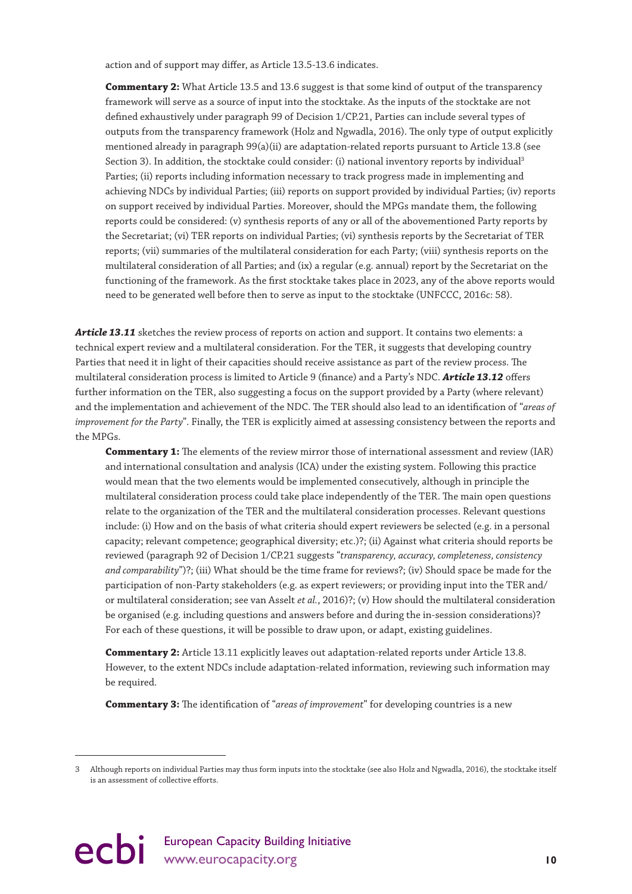action and of support may differ, as Article 13.5-13.6 indicates.

**Commentary 2:** What Article 13.5 and 13.6 suggest is that some kind of output of the transparency framework will serve as a source of input into the stocktake. As the inputs of the stocktake are not defined exhaustively under paragraph 99 of Decision 1/CP.21, Parties can include several types of outputs from the transparency framework (Holz and Ngwadla, 2016). The only type of output explicitly mentioned already in paragraph 99(a)(ii) are adaptation-related reports pursuant to Article 13.8 (see Section 3). In addition, the stocktake could consider: (i) national inventory reports by individual[3] Parties; (ii) reports including information necessary to track progress made in implementing and achieving NDCs by individual Parties; (iii) reports on support provided by individual Parties; (iv) reports on support received by individual Parties. Moreover, should the MPGs mandate them, the following reports could be considered: (v) synthesis reports of any or all of the abovementioned Party reports by the Secretariat; (vi) TER reports on individual Parties; (vi) synthesis reports by the Secretariat of TER reports; (vii) summaries of the multilateral consideration for each Party; (viii) synthesis reports on the multilateral consideration of all Parties; and (ix) a regular (e.g. annual) report by the Secretariat on the functioning of the framework. As the first stocktake takes place in 2023, any of the above reports would need to be generated well before then to serve as input to the stocktake (UNFCCC, 2016c: 58).

***Article 13.11*** sketches the review process of reports on action and support. It contains two elements: a technical expert review and a multilateral consideration. For the TER, it suggests that developing country Parties that need it in light of their capacities should receive assistance as part of the review process. The multilateral consideration process is limited to Article 9 (finance) and a Party's NDC. ***Article 13.12*** offers further information on the TER, also suggesting a focus on the support provided by a Party (where relevant) and the implementation and achievement of the NDC. The TER should also lead to an identification of "*areas of improvement for the Party*". Finally, the TER is explicitly aimed at assessing consistency between the reports and the MPGs.

**Commentary 1:** The elements of the review mirror those of international assessment and review (IAR) and international consultation and analysis (ICA) under the existing system. Following this practice would mean that the two elements would be implemented consecutively, although in principle the multilateral consideration process could take place independently of the TER. The main open questions relate to the organization of the TER and the multilateral consideration processes. Relevant questions include: (i) How and on the basis of what criteria should expert reviewers be selected (e.g. in a personal capacity; relevant competence; geographical diversity; etc.)?; (ii) Against what criteria should reports be reviewed (paragraph 92 of Decision 1/CP.21 suggests "*transparency, accuracy, completeness, consistency and comparability*")?; (iii) What should be the time frame for reviews?; (iv) Should space be made for the participation of non-Party stakeholders (e.g. as expert reviewers; or providing input into the TER and/or multilateral consideration; see van Asselt *et al.*, 2016)?; (v) How should the multilateral consideration be organised (e.g. including questions and answers before and during the in-session considerations)? For each of these questions, it will be possible to draw upon, or adapt, existing guidelines.

**Commentary 2:** Article 13.11 explicitly leaves out adaptation-related reports under Article 13.8. However, to the extent NDCs include adaptation-related information, reviewing such information may be required.

**Commentary 3:** The identification of "*areas of improvement*" for developing countries is a new

[3] Although reports on individual Parties may thus form inputs into the stocktake (see also Holz and Ngwadla, 2016), the stocktake itself is an assessment of collective efforts.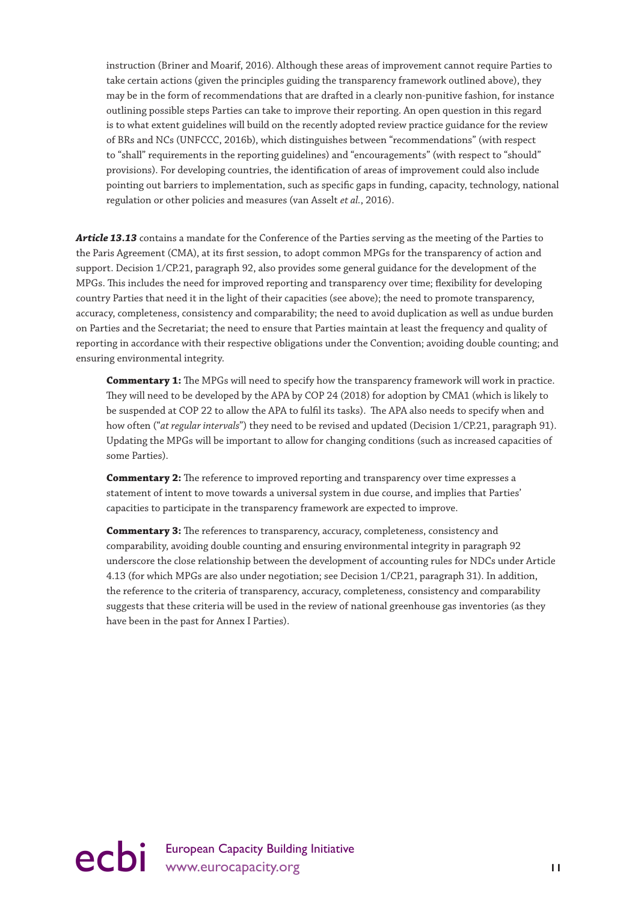instruction (Briner and Moarif, 2016). Although these areas of improvement cannot require Parties to take certain actions (given the principles guiding the transparency framework outlined above), they may be in the form of recommendations that are drafted in a clearly non-punitive fashion, for instance outlining possible steps Parties can take to improve their reporting. An open question in this regard is to what extent guidelines will build on the recently adopted review practice guidance for the review of BRs and NCs (UNFCCC, 2016b), which distinguishes between "recommendations" (with respect to "shall" requirements in the reporting guidelines) and "encouragements" (with respect to "should" provisions). For developing countries, the identification of areas of improvement could also include pointing out barriers to implementation, such as specific gaps in funding, capacity, technology, national regulation or other policies and measures (van Asselt *et al.*, 2016).

***Article 13.13*** contains a mandate for the Conference of the Parties serving as the meeting of the Parties to the Paris Agreement (CMA), at its first session, to adopt common MPGs for the transparency of action and support. Decision 1/CP.21, paragraph 92, also provides some general guidance for the development of the MPGs. This includes the need for improved reporting and transparency over time; flexibility for developing country Parties that need it in the light of their capacities (see above); the need to promote transparency, accuracy, completeness, consistency and comparability; the need to avoid duplication as well as undue burden on Parties and the Secretariat; the need to ensure that Parties maintain at least the frequency and quality of reporting in accordance with their respective obligations under the Convention; avoiding double counting; and ensuring environmental integrity.

**Commentary 1:** The MPGs will need to specify how the transparency framework will work in practice. They will need to be developed by the APA by COP 24 (2018) for adoption by CMA1 (which is likely to be suspended at COP 22 to allow the APA to fulfil its tasks). The APA also needs to specify when and how often ("*at regular intervals*") they need to be revised and updated (Decision 1/CP.21, paragraph 91). Updating the MPGs will be important to allow for changing conditions (such as increased capacities of some Parties).

**Commentary 2:** The reference to improved reporting and transparency over time expresses a statement of intent to move towards a universal system in due course, and implies that Parties' capacities to participate in the transparency framework are expected to improve.

**Commentary 3:** The references to transparency, accuracy, completeness, consistency and comparability, avoiding double counting and ensuring environmental integrity in paragraph 92 underscore the close relationship between the development of accounting rules for NDCs under Article 4.13 (for which MPGs are also under negotiation; see Decision 1/CP.21, paragraph 31). In addition, the reference to the criteria of transparency, accuracy, completeness, consistency and comparability suggests that these criteria will be used in the review of national greenhouse gas inventories (as they have been in the past for Annex I Parties).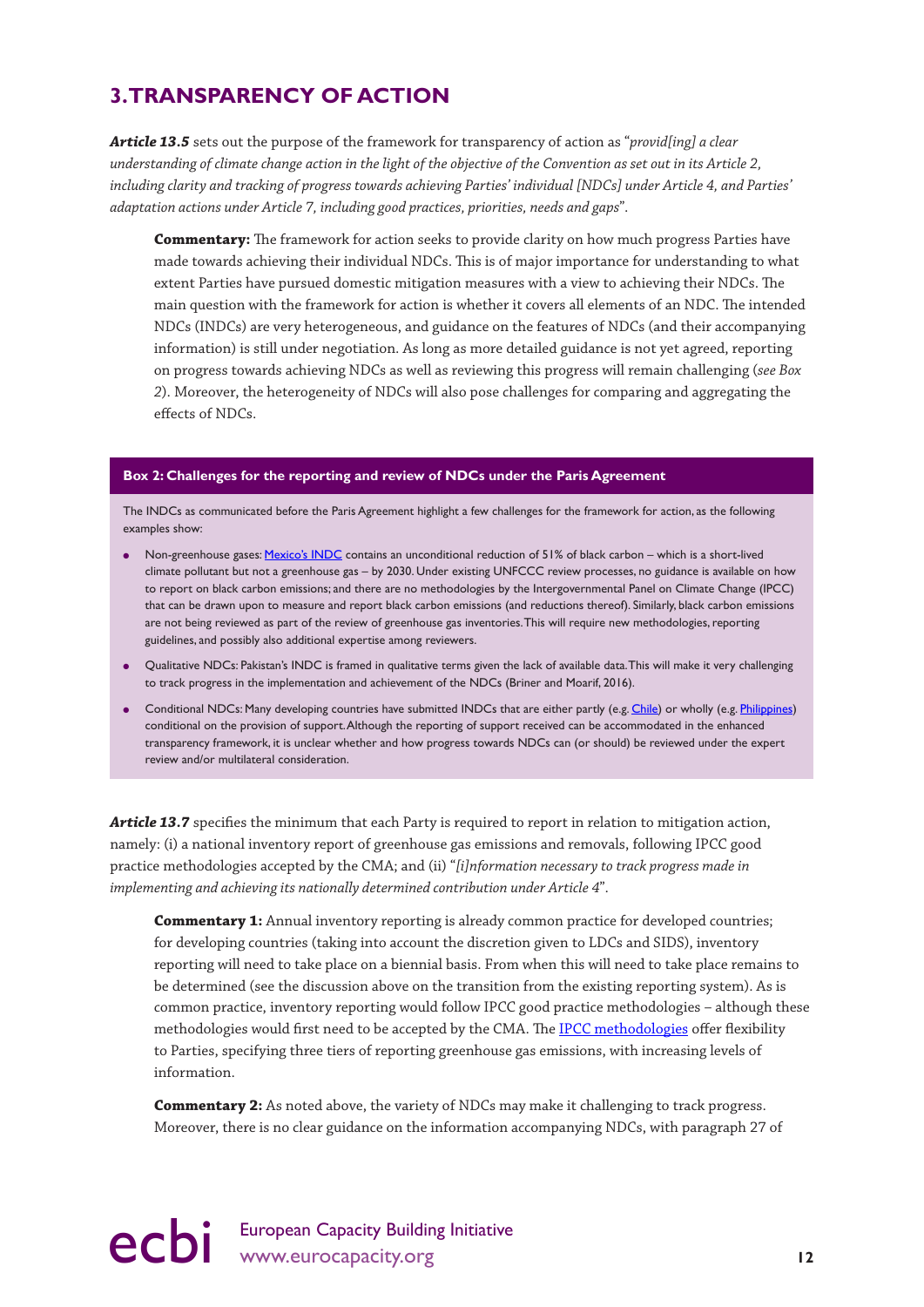## 3. TRANSPARENCY OF ACTION

***Article 13.5*** sets out the purpose of the framework for transparency of action as "*provid[ing] a clear understanding of climate change action in the light of the objective of the Convention as set out in its Article 2, including clarity and tracking of progress towards achieving Parties' individual [NDCs] under Article 4, and Parties' adaptation actions under Article 7, including good practices, priorities, needs and gaps*".

> **Commentary:** The framework for action seeks to provide clarity on how much progress Parties have made towards achieving their individual NDCs. This is of major importance for understanding to what extent Parties have pursued domestic mitigation measures with a view to achieving their NDCs. The main question with the framework for action is whether it covers all elements of an NDC. The intended NDCs (INDCs) are very heterogeneous, and guidance on the features of NDCs (and their accompanying information) is still under negotiation. As long as more detailed guidance is not yet agreed, reporting on progress towards achieving NDCs as well as reviewing this progress will remain challenging (*see Box 2*). Moreover, the heterogeneity of NDCs will also pose challenges for comparing and aggregating the effects of NDCs.

**Box 2: Challenges for the reporting and review of NDCs under the Paris Agreement**

The INDCs as communicated before the Paris Agreement highlight a few challenges for the framework for action, as the following examples show:

- Non-greenhouse gases: Mexico's INDC contains an unconditional reduction of 51% of black carbon – which is a short-lived climate pollutant but not a greenhouse gas – by 2030. Under existing UNFCCC review processes, no guidance is available on how to report on black carbon emissions; and there are no methodologies by the Intergovernmental Panel on Climate Change (IPCC) that can be drawn upon to measure and report black carbon emissions (and reductions thereof). Similarly, black carbon emissions are not being reviewed as part of the review of greenhouse gas inventories. This will require new methodologies, reporting guidelines, and possibly also additional expertise among reviewers.
- Qualitative NDCs: Pakistan's INDC is framed in qualitative terms given the lack of available data. This will make it very challenging to track progress in the implementation and achievement of the NDCs (Briner and Moarif, 2016).
- Conditional NDCs: Many developing countries have submitted INDCs that are either partly (e.g. Chile) or wholly (e.g. Philippines) conditional on the provision of support. Although the reporting of support received can be accommodated in the enhanced transparency framework, it is unclear whether and how progress towards NDCs can (or should) be reviewed under the expert review and/or multilateral consideration.

***Article 13.7*** specifies the minimum that each Party is required to report in relation to mitigation action, namely: (i) a national inventory report of greenhouse gas emissions and removals, following IPCC good practice methodologies accepted by the CMA; and (ii) "*[i]nformation necessary to track progress made in implementing and achieving its nationally determined contribution under Article 4*".

> **Commentary 1:** Annual inventory reporting is already common practice for developed countries; for developing countries (taking into account the discretion given to LDCs and SIDS), inventory reporting will need to take place on a biennial basis. From when this will need to take place remains to be determined (see the discussion above on the transition from the existing reporting system). As is common practice, inventory reporting would follow IPCC good practice methodologies – although these methodologies would first need to be accepted by the CMA. The IPCC methodologies offer flexibility to Parties, specifying three tiers of reporting greenhouse gas emissions, with increasing levels of information.

> **Commentary 2:** As noted above, the variety of NDCs may make it challenging to track progress. Moreover, there is no clear guidance on the information accompanying NDCs, with paragraph 27 of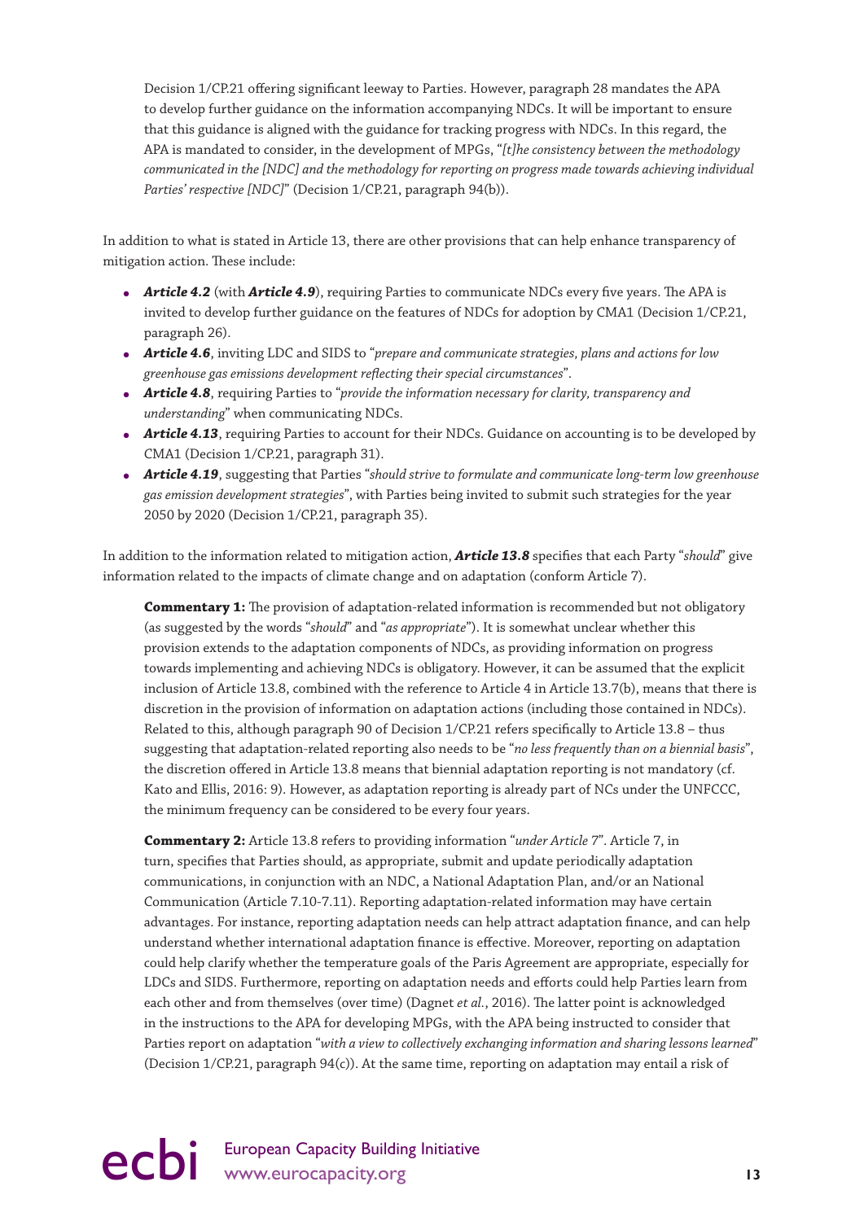Decision 1/CP.21 offering significant leeway to Parties. However, paragraph 28 mandates the APA to develop further guidance on the information accompanying NDCs. It will be important to ensure that this guidance is aligned with the guidance for tracking progress with NDCs. In this regard, the APA is mandated to consider, in the development of MPGs, "*[t]he consistency between the methodology communicated in the [NDC] and the methodology for reporting on progress made towards achieving individual Parties' respective [NDC]*" (Decision 1/CP.21, paragraph 94(b)).

In addition to what is stated in Article 13, there are other provisions that can help enhance transparency of mitigation action. These include:

- ***Article 4.2*** (with ***Article 4.9***), requiring Parties to communicate NDCs every five years. The APA is invited to develop further guidance on the features of NDCs for adoption by CMA1 (Decision 1/CP.21, paragraph 26).
- ***Article 4.6***, inviting LDC and SIDS to "*prepare and communicate strategies, plans and actions for low greenhouse gas emissions development reflecting their special circumstances*".
- ***Article 4.8***, requiring Parties to "*provide the information necessary for clarity, transparency and understanding*" when communicating NDCs.
- ***Article 4.13***, requiring Parties to account for their NDCs. Guidance on accounting is to be developed by CMA1 (Decision 1/CP.21, paragraph 31).
- ***Article 4.19***, suggesting that Parties "*should strive to formulate and communicate long-term low greenhouse gas emission development strategies*", with Parties being invited to submit such strategies for the year 2050 by 2020 (Decision 1/CP.21, paragraph 35).

In addition to the information related to mitigation action, ***Article 13.8*** specifies that each Party "*should*" give information related to the impacts of climate change and on adaptation (conform Article 7).

**Commentary 1:** The provision of adaptation-related information is recommended but not obligatory (as suggested by the words "*should*" and "*as appropriate*"). It is somewhat unclear whether this provision extends to the adaptation components of NDCs, as providing information on progress towards implementing and achieving NDCs is obligatory. However, it can be assumed that the explicit inclusion of Article 13.8, combined with the reference to Article 4 in Article 13.7(b), means that there is discretion in the provision of information on adaptation actions (including those contained in NDCs). Related to this, although paragraph 90 of Decision 1/CP.21 refers specifically to Article 13.8 – thus suggesting that adaptation-related reporting also needs to be "*no less frequently than on a biennial basis*", the discretion offered in Article 13.8 means that biennial adaptation reporting is not mandatory (cf. Kato and Ellis, 2016: 9). However, as adaptation reporting is already part of NCs under the UNFCCC, the minimum frequency can be considered to be every four years.

**Commentary 2:** Article 13.8 refers to providing information "*under Article 7*". Article 7, in turn, specifies that Parties should, as appropriate, submit and update periodically adaptation communications, in conjunction with an NDC, a National Adaptation Plan, and/or an National Communication (Article 7.10-7.11). Reporting adaptation-related information may have certain advantages. For instance, reporting adaptation needs can help attract adaptation finance, and can help understand whether international adaptation finance is effective. Moreover, reporting on adaptation could help clarify whether the temperature goals of the Paris Agreement are appropriate, especially for LDCs and SIDS. Furthermore, reporting on adaptation needs and efforts could help Parties learn from each other and from themselves (over time) (Dagnet *et al.*, 2016). The latter point is acknowledged in the instructions to the APA for developing MPGs, with the APA being instructed to consider that Parties report on adaptation "*with a view to collectively exchanging information and sharing lessons learned*" (Decision 1/CP.21, paragraph 94(c)). At the same time, reporting on adaptation may entail a risk of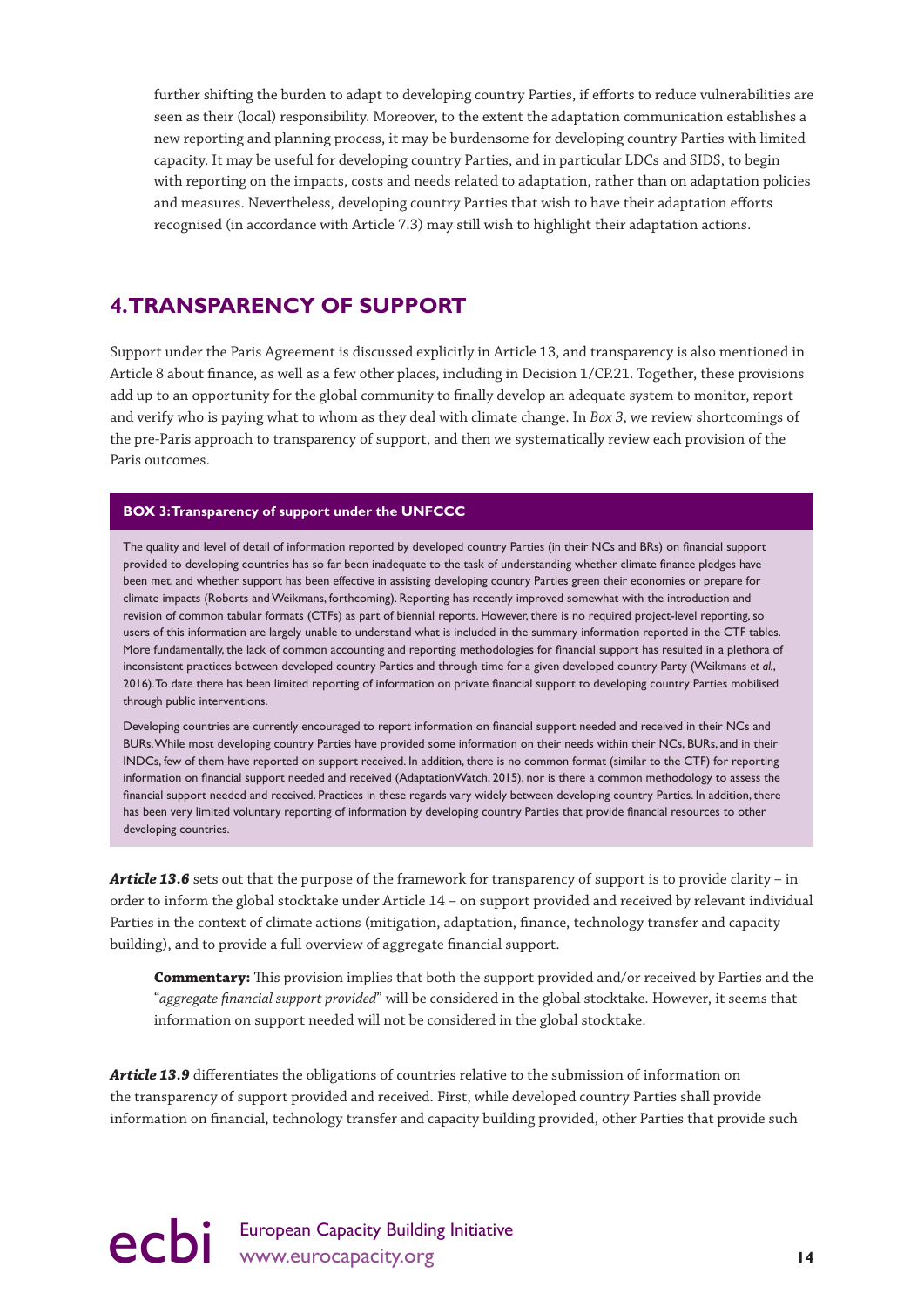further shifting the burden to adapt to developing country Parties, if efforts to reduce vulnerabilities are seen as their (local) responsibility. Moreover, to the extent the adaptation communication establishes a new reporting and planning process, it may be burdensome for developing country Parties with limited capacity. It may be useful for developing country Parties, and in particular LDCs and SIDS, to begin with reporting on the impacts, costs and needs related to adaptation, rather than on adaptation policies and measures. Nevertheless, developing country Parties that wish to have their adaptation efforts recognised (in accordance with Article 7.3) may still wish to highlight their adaptation actions.

## 4. TRANSPARENCY OF SUPPORT

Support under the Paris Agreement is discussed explicitly in Article 13, and transparency is also mentioned in Article 8 about finance, as well as a few other places, including in Decision 1/CP.21. Together, these provisions add up to an opportunity for the global community to finally develop an adequate system to monitor, report and verify who is paying what to whom as they deal with climate change. In *Box 3*, we review shortcomings of the pre-Paris approach to transparency of support, and then we systematically review each provision of the Paris outcomes.

**BOX 3: Transparency of support under the UNFCCC**

The quality and level of detail of information reported by developed country Parties (in their NCs and BRs) on financial support provided to developing countries has so far been inadequate to the task of understanding whether climate finance pledges have been met, and whether support has been effective in assisting developing country Parties green their economies or prepare for climate impacts (Roberts and Weikmans, forthcoming). Reporting has recently improved somewhat with the introduction and revision of common tabular formats (CTFs) as part of biennial reports. However, there is no required project-level reporting, so users of this information are largely unable to understand what is included in the summary information reported in the CTF tables. More fundamentally, the lack of common accounting and reporting methodologies for financial support has resulted in a plethora of inconsistent practices between developed country Parties and through time for a given developed country Party (Weikmans *et al.*, 2016). To date there has been limited reporting of information on private financial support to developing country Parties mobilised through public interventions.

Developing countries are currently encouraged to report information on financial support needed and received in their NCs and BURs. While most developing country Parties have provided some information on their needs within their NCs, BURs, and in their INDCs, few of them have reported on support received. In addition, there is no common format (similar to the CTF) for reporting information on financial support needed and received (AdaptationWatch, 2015), nor is there a common methodology to assess the financial support needed and received. Practices in these regards vary widely between developing country Parties. In addition, there has been very limited voluntary reporting of information by developing country Parties that provide financial resources to other developing countries.

***Article 13.6*** sets out that the purpose of the framework for transparency of support is to provide clarity – in order to inform the global stocktake under Article 14 – on support provided and received by relevant individual Parties in the context of climate actions (mitigation, adaptation, finance, technology transfer and capacity building), and to provide a full overview of aggregate financial support.

**Commentary:** This provision implies that both the support provided and/or received by Parties and the "*aggregate financial support provided*" will be considered in the global stocktake. However, it seems that information on support needed will not be considered in the global stocktake.

***Article 13.9*** differentiates the obligations of countries relative to the submission of information on the transparency of support provided and received. First, while developed country Parties shall provide information on financial, technology transfer and capacity building provided, other Parties that provide such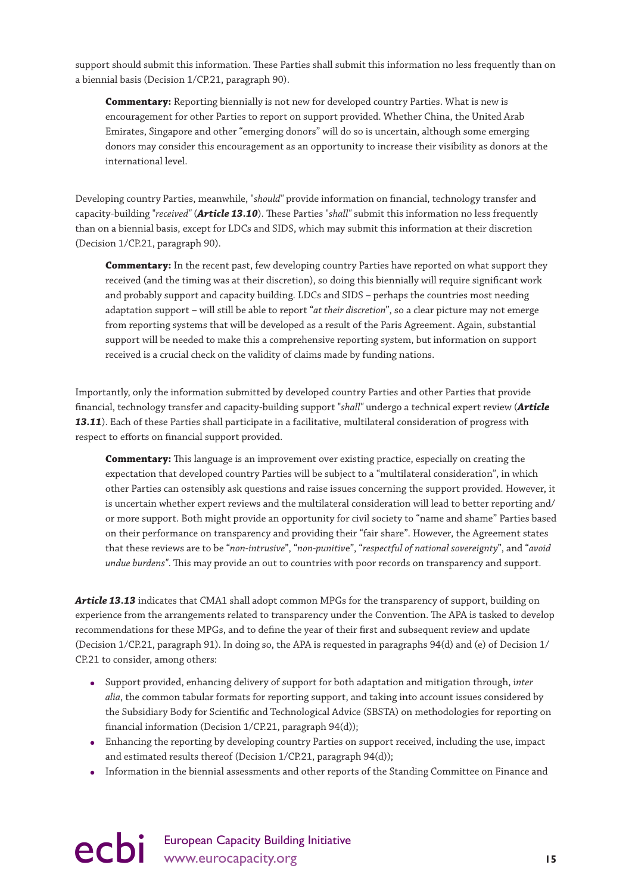support should submit this information. These Parties shall submit this information no less frequently than on a biennial basis (Decision 1/CP.21, paragraph 90).

> **Commentary:** Reporting biennially is not new for developed country Parties. What is new is encouragement for other Parties to report on support provided. Whether China, the United Arab Emirates, Singapore and other "emerging donors" will do so is uncertain, although some emerging donors may consider this encouragement as an opportunity to increase their visibility as donors at the international level.

Developing country Parties, meanwhile, "*should*" provide information on financial, technology transfer and capacity-building "*received*" (***Article 13.10***). These Parties "*shall*" submit this information no less frequently than on a biennial basis, except for LDCs and SIDS, which may submit this information at their discretion (Decision 1/CP.21, paragraph 90).

> **Commentary:** In the recent past, few developing country Parties have reported on what support they received (and the timing was at their discretion), so doing this biennially will require significant work and probably support and capacity building. LDCs and SIDS – perhaps the countries most needing adaptation support – will still be able to report "*at their discretion*", so a clear picture may not emerge from reporting systems that will be developed as a result of the Paris Agreement. Again, substantial support will be needed to make this a comprehensive reporting system, but information on support received is a crucial check on the validity of claims made by funding nations.

Importantly, only the information submitted by developed country Parties and other Parties that provide financial, technology transfer and capacity-building support "*shall*" undergo a technical expert review (***Article 13.11***). Each of these Parties shall participate in a facilitative, multilateral consideration of progress with respect to efforts on financial support provided.

> **Commentary:** This language is an improvement over existing practice, especially on creating the expectation that developed country Parties will be subject to a "multilateral consideration", in which other Parties can ostensibly ask questions and raise issues concerning the support provided. However, it is uncertain whether expert reviews and the multilateral consideration will lead to better reporting and/or more support. Both might provide an opportunity for civil society to "name and shame" Parties based on their performance on transparency and providing their "fair share". However, the Agreement states that these reviews are to be "*non-intrusive*", "*non-punitive*", "*respectful of national sovereignty*", and "*avoid undue burdens*". This may provide an out to countries with poor records on transparency and support.

***Article 13.13*** indicates that CMA1 shall adopt common MPGs for the transparency of support, building on experience from the arrangements related to transparency under the Convention. The APA is tasked to develop recommendations for these MPGs, and to define the year of their first and subsequent review and update (Decision 1/CP.21, paragraph 91). In doing so, the APA is requested in paragraphs 94(d) and (e) of Decision 1/CP.21 to consider, among others:

- Support provided, enhancing delivery of support for both adaptation and mitigation through, i*nter alia*, the common tabular formats for reporting support, and taking into account issues considered by the Subsidiary Body for Scientific and Technological Advice (SBSTA) on methodologies for reporting on financial information (Decision 1/CP.21, paragraph 94(d));
- Enhancing the reporting by developing country Parties on support received, including the use, impact and estimated results thereof (Decision 1/CP.21, paragraph 94(d));
- Information in the biennial assessments and other reports of the Standing Committee on Finance and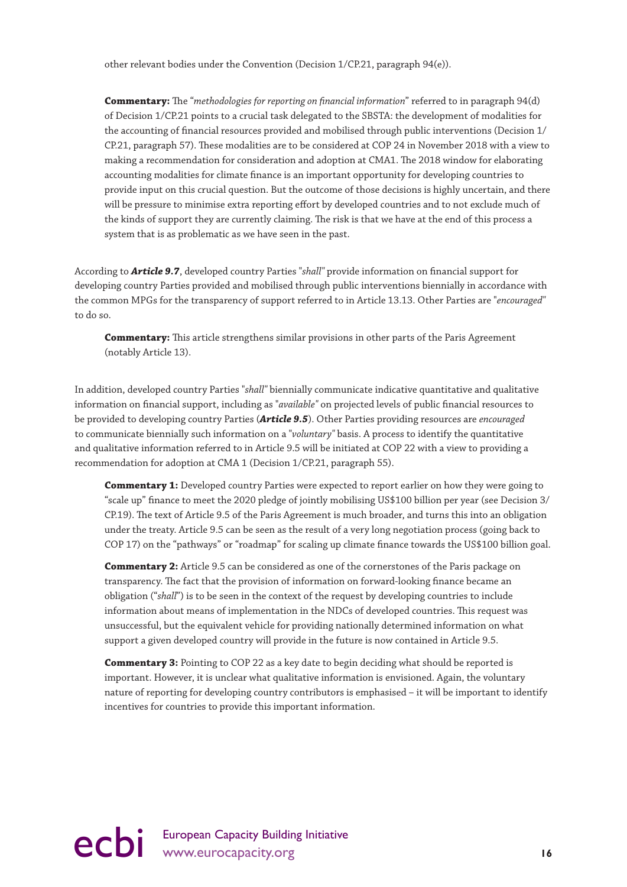other relevant bodies under the Convention (Decision 1/CP.21, paragraph 94(e)).

**Commentary:** The "*methodologies for reporting on financial information*" referred to in paragraph 94(d) of Decision 1/CP.21 points to a crucial task delegated to the SBSTA: the development of modalities for the accounting of financial resources provided and mobilised through public interventions (Decision 1/CP.21, paragraph 57). These modalities are to be considered at COP 24 in November 2018 with a view to making a recommendation for consideration and adoption at CMA1. The 2018 window for elaborating accounting modalities for climate finance is an important opportunity for developing countries to provide input on this crucial question. But the outcome of those decisions is highly uncertain, and there will be pressure to minimise extra reporting effort by developed countries and to not exclude much of the kinds of support they are currently claiming. The risk is that we have at the end of this process a system that is as problematic as we have seen in the past.

According to ***Article 9.7***, developed country Parties "*shall*" provide information on financial support for developing country Parties provided and mobilised through public interventions biennially in accordance with the common MPGs for the transparency of support referred to in Article 13.13. Other Parties are "*encouraged*" to do so.

**Commentary:** This article strengthens similar provisions in other parts of the Paris Agreement (notably Article 13).

In addition, developed country Parties "*shall*" biennially communicate indicative quantitative and qualitative information on financial support, including as "*available*" on projected levels of public financial resources to be provided to developing country Parties (***Article 9.5***). Other Parties providing resources are *encouraged* to communicate biennially such information on a "*voluntary*" basis. A process to identify the quantitative and qualitative information referred to in Article 9.5 will be initiated at COP 22 with a view to providing a recommendation for adoption at CMA 1 (Decision 1/CP.21, paragraph 55).

**Commentary 1:** Developed country Parties were expected to report earlier on how they were going to "scale up" finance to meet the 2020 pledge of jointly mobilising US$100 billion per year (see Decision 3/CP.19). The text of Article 9.5 of the Paris Agreement is much broader, and turns this into an obligation under the treaty. Article 9.5 can be seen as the result of a very long negotiation process (going back to COP 17) on the "pathways" or "roadmap" for scaling up climate finance towards the US$100 billion goal.

**Commentary 2:** Article 9.5 can be considered as one of the cornerstones of the Paris package on transparency. The fact that the provision of information on forward-looking finance became an obligation ("*shall*") is to be seen in the context of the request by developing countries to include information about means of implementation in the NDCs of developed countries. This request was unsuccessful, but the equivalent vehicle for providing nationally determined information on what support a given developed country will provide in the future is now contained in Article 9.5.

**Commentary 3:** Pointing to COP 22 as a key date to begin deciding what should be reported is important. However, it is unclear what qualitative information is envisioned. Again, the voluntary nature of reporting for developing country contributors is emphasised – it will be important to identify incentives for countries to provide this important information.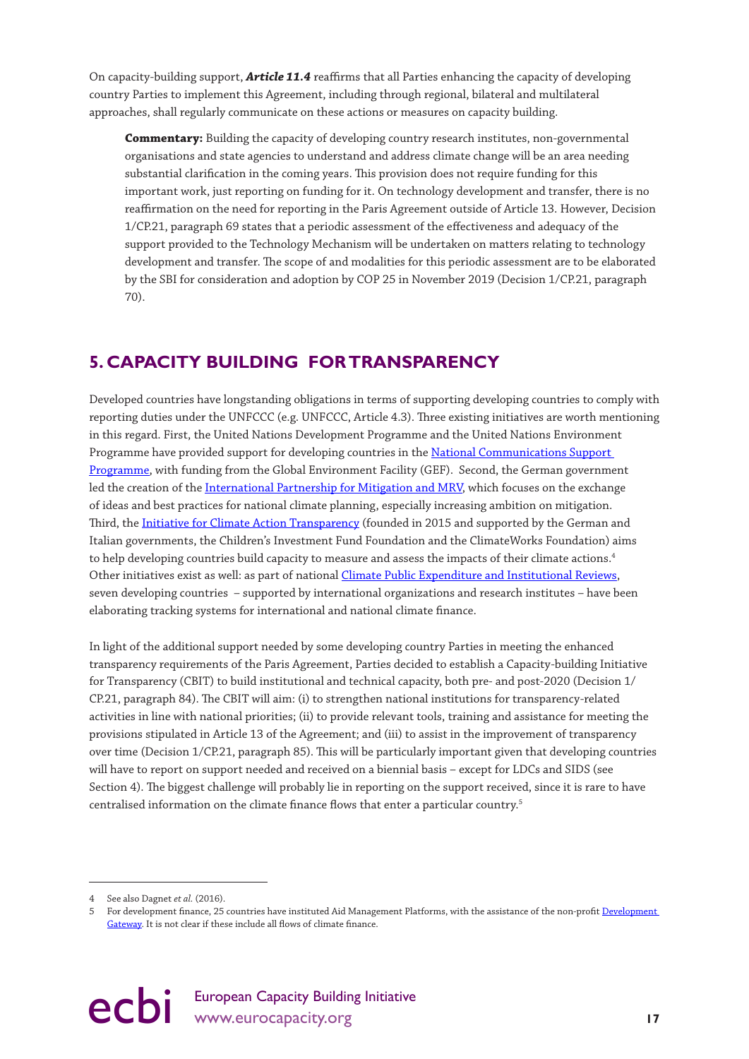On capacity-building support, ***Article 11.4*** reaffirms that all Parties enhancing the capacity of developing country Parties to implement this Agreement, including through regional, bilateral and multilateral approaches, shall regularly communicate on these actions or measures on capacity building.

> **Commentary:** Building the capacity of developing country research institutes, non-governmental organisations and state agencies to understand and address climate change will be an area needing substantial clarification in the coming years. This provision does not require funding for this important work, just reporting on funding for it. On technology development and transfer, there is no reaffirmation on the need for reporting in the Paris Agreement outside of Article 13. However, Decision 1/CP.21, paragraph 69 states that a periodic assessment of the effectiveness and adequacy of the support provided to the Technology Mechanism will be undertaken on matters relating to technology development and transfer. The scope of and modalities for this periodic assessment are to be elaborated by the SBI for consideration and adoption by COP 25 in November 2019 (Decision 1/CP.21, paragraph 70).

## 5. CAPACITY BUILDING FOR TRANSPARENCY

Developed countries have longstanding obligations in terms of supporting developing countries to comply with reporting duties under the UNFCCC (e.g. UNFCCC, Article 4.3). Three existing initiatives are worth mentioning in this regard. First, the United Nations Development Programme and the United Nations Environment Programme have provided support for developing countries in the National Communications Support Programme, with funding from the Global Environment Facility (GEF). Second, the German government led the creation of the International Partnership for Mitigation and MRV, which focuses on the exchange of ideas and best practices for national climate planning, especially increasing ambition on mitigation. Third, the Initiative for Climate Action Transparency (founded in 2015 and supported by the German and Italian governments, the Children's Investment Fund Foundation and the ClimateWorks Foundation) aims to help developing countries build capacity to measure and assess the impacts of their climate actions.[4] Other initiatives exist as well: as part of national Climate Public Expenditure and Institutional Reviews, seven developing countries – supported by international organizations and research institutes – have been elaborating tracking systems for international and national climate finance.

In light of the additional support needed by some developing country Parties in meeting the enhanced transparency requirements of the Paris Agreement, Parties decided to establish a Capacity-building Initiative for Transparency (CBIT) to build institutional and technical capacity, both pre- and post-2020 (Decision 1/CP.21, paragraph 84). The CBIT will aim: (i) to strengthen national institutions for transparency-related activities in line with national priorities; (ii) to provide relevant tools, training and assistance for meeting the provisions stipulated in Article 13 of the Agreement; and (iii) to assist in the improvement of transparency over time (Decision 1/CP.21, paragraph 85). This will be particularly important given that developing countries will have to report on support needed and received on a biennial basis – except for LDCs and SIDS (see Section 4). The biggest challenge will probably lie in reporting on the support received, since it is rare to have centralised information on the climate finance flows that enter a particular country.[5]

---

4 See also Dagnet *et al.* (2016).

5 For development finance, 25 countries have instituted Aid Management Platforms, with the assistance of the non-profit Development Gateway. It is not clear if these include all flows of climate finance.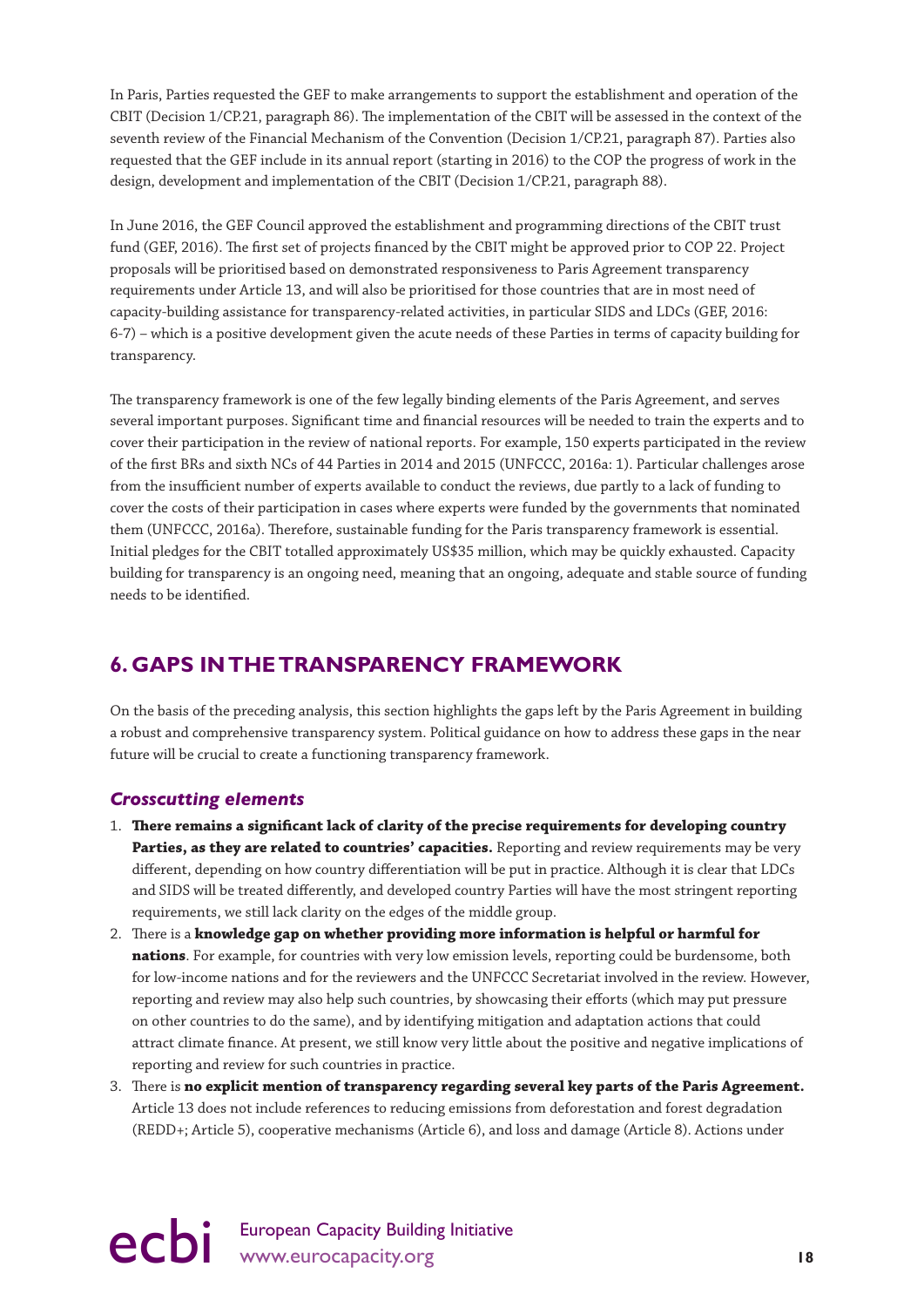In Paris, Parties requested the GEF to make arrangements to support the establishment and operation of the CBIT (Decision 1/CP.21, paragraph 86). The implementation of the CBIT will be assessed in the context of the seventh review of the Financial Mechanism of the Convention (Decision 1/CP.21, paragraph 87). Parties also requested that the GEF include in its annual report (starting in 2016) to the COP the progress of work in the design, development and implementation of the CBIT (Decision 1/CP.21, paragraph 88).

In June 2016, the GEF Council approved the establishment and programming directions of the CBIT trust fund (GEF, 2016). The first set of projects financed by the CBIT might be approved prior to COP 22. Project proposals will be prioritised based on demonstrated responsiveness to Paris Agreement transparency requirements under Article 13, and will also be prioritised for those countries that are in most need of capacity-building assistance for transparency-related activities, in particular SIDS and LDCs (GEF, 2016: 6-7) – which is a positive development given the acute needs of these Parties in terms of capacity building for transparency.

The transparency framework is one of the few legally binding elements of the Paris Agreement, and serves several important purposes. Significant time and financial resources will be needed to train the experts and to cover their participation in the review of national reports. For example, 150 experts participated in the review of the first BRs and sixth NCs of 44 Parties in 2014 and 2015 (UNFCCC, 2016a: 1). Particular challenges arose from the insufficient number of experts available to conduct the reviews, due partly to a lack of funding to cover the costs of their participation in cases where experts were funded by the governments that nominated them (UNFCCC, 2016a). Therefore, sustainable funding for the Paris transparency framework is essential. Initial pledges for the CBIT totalled approximately US$35 million, which may be quickly exhausted. Capacity building for transparency is an ongoing need, meaning that an ongoing, adequate and stable source of funding needs to be identified.

## 6. GAPS IN THE TRANSPARENCY FRAMEWORK

On the basis of the preceding analysis, this section highlights the gaps left by the Paris Agreement in building a robust and comprehensive transparency system. Political guidance on how to address these gaps in the near future will be crucial to create a functioning transparency framework.

### *Crosscutting elements*

1. **There remains a significant lack of clarity of the precise requirements for developing country Parties, as they are related to countries' capacities.** Reporting and review requirements may be very different, depending on how country differentiation will be put in practice. Although it is clear that LDCs and SIDS will be treated differently, and developed country Parties will have the most stringent reporting requirements, we still lack clarity on the edges of the middle group.
2. There is a **knowledge gap on whether providing more information is helpful or harmful for nations**. For example, for countries with very low emission levels, reporting could be burdensome, both for low-income nations and for the reviewers and the UNFCCC Secretariat involved in the review. However, reporting and review may also help such countries, by showcasing their efforts (which may put pressure on other countries to do the same), and by identifying mitigation and adaptation actions that could attract climate finance. At present, we still know very little about the positive and negative implications of reporting and review for such countries in practice.
3. There is **no explicit mention of transparency regarding several key parts of the Paris Agreement.** Article 13 does not include references to reducing emissions from deforestation and forest degradation (REDD+; Article 5), cooperative mechanisms (Article 6), and loss and damage (Article 8). Actions under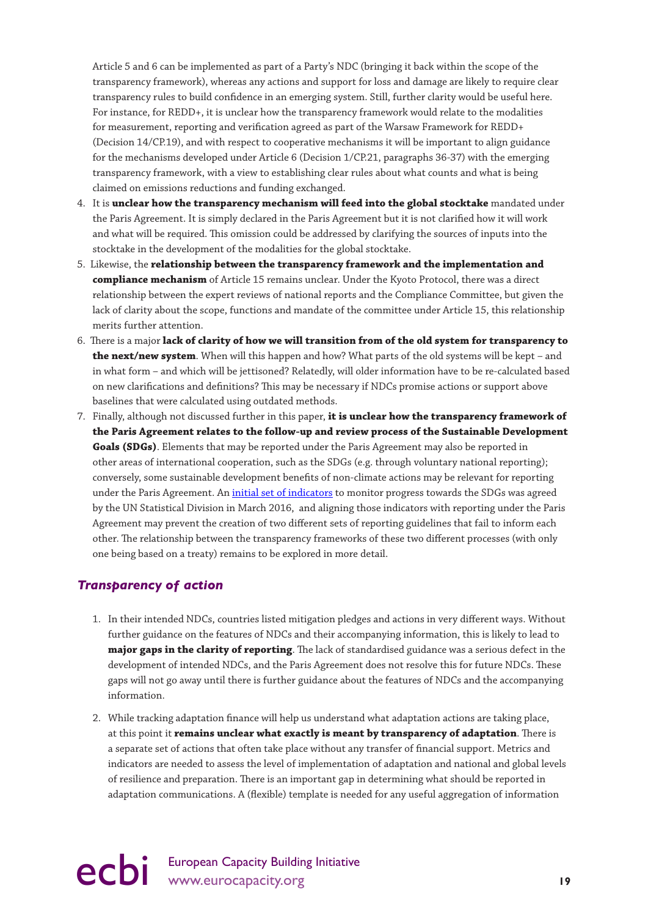Article 5 and 6 can be implemented as part of a Party's NDC (bringing it back within the scope of the transparency framework), whereas any actions and support for loss and damage are likely to require clear transparency rules to build confidence in an emerging system. Still, further clarity would be useful here. For instance, for REDD+, it is unclear how the transparency framework would relate to the modalities for measurement, reporting and verification agreed as part of the Warsaw Framework for REDD+ (Decision 14/CP.19), and with respect to cooperative mechanisms it will be important to align guidance for the mechanisms developed under Article 6 (Decision 1/CP.21, paragraphs 36-37) with the emerging transparency framework, with a view to establishing clear rules about what counts and what is being claimed on emissions reductions and funding exchanged.

4. It is **unclear how the transparency mechanism will feed into the global stocktake** mandated under the Paris Agreement. It is simply declared in the Paris Agreement but it is not clarified how it will work and what will be required. This omission could be addressed by clarifying the sources of inputs into the stocktake in the development of the modalities for the global stocktake.
5. Likewise, the **relationship between the transparency framework and the implementation and compliance mechanism** of Article 15 remains unclear. Under the Kyoto Protocol, there was a direct relationship between the expert reviews of national reports and the Compliance Committee, but given the lack of clarity about the scope, functions and mandate of the committee under Article 15, this relationship merits further attention.
6. There is a major **lack of clarity of how we will transition from of the old system for transparency to the next/new system**. When will this happen and how? What parts of the old systems will be kept – and in what form – and which will be jettisoned? Relatedly, will older information have to be re-calculated based on new clarifications and definitions? This may be necessary if NDCs promise actions or support above baselines that were calculated using outdated methods.
7. Finally, although not discussed further in this paper, **it is unclear how the transparency framework of the Paris Agreement relates to the follow-up and review process of the Sustainable Development Goals (SDGs)**. Elements that may be reported under the Paris Agreement may also be reported in other areas of international cooperation, such as the SDGs (e.g. through voluntary national reporting); conversely, some sustainable development benefits of non-climate actions may be relevant for reporting under the Paris Agreement. An initial set of indicators to monitor progress towards the SDGs was agreed by the UN Statistical Division in March 2016, and aligning those indicators with reporting under the Paris Agreement may prevent the creation of two different sets of reporting guidelines that fail to inform each other. The relationship between the transparency frameworks of these two different processes (with only one being based on a treaty) remains to be explored in more detail.

## *Transparency of action*

1. In their intended NDCs, countries listed mitigation pledges and actions in very different ways. Without further guidance on the features of NDCs and their accompanying information, this is likely to lead to **major gaps in the clarity of reporting**. The lack of standardised guidance was a serious defect in the development of intended NDCs, and the Paris Agreement does not resolve this for future NDCs. These gaps will not go away until there is further guidance about the features of NDCs and the accompanying information.

2. While tracking adaptation finance will help us understand what adaptation actions are taking place, at this point it **remains unclear what exactly is meant by transparency of adaptation**. There is a separate set of actions that often take place without any transfer of financial support. Metrics and indicators are needed to assess the level of implementation of adaptation and national and global levels of resilience and preparation. There is an important gap in determining what should be reported in adaptation communications. A (flexible) template is needed for any useful aggregation of information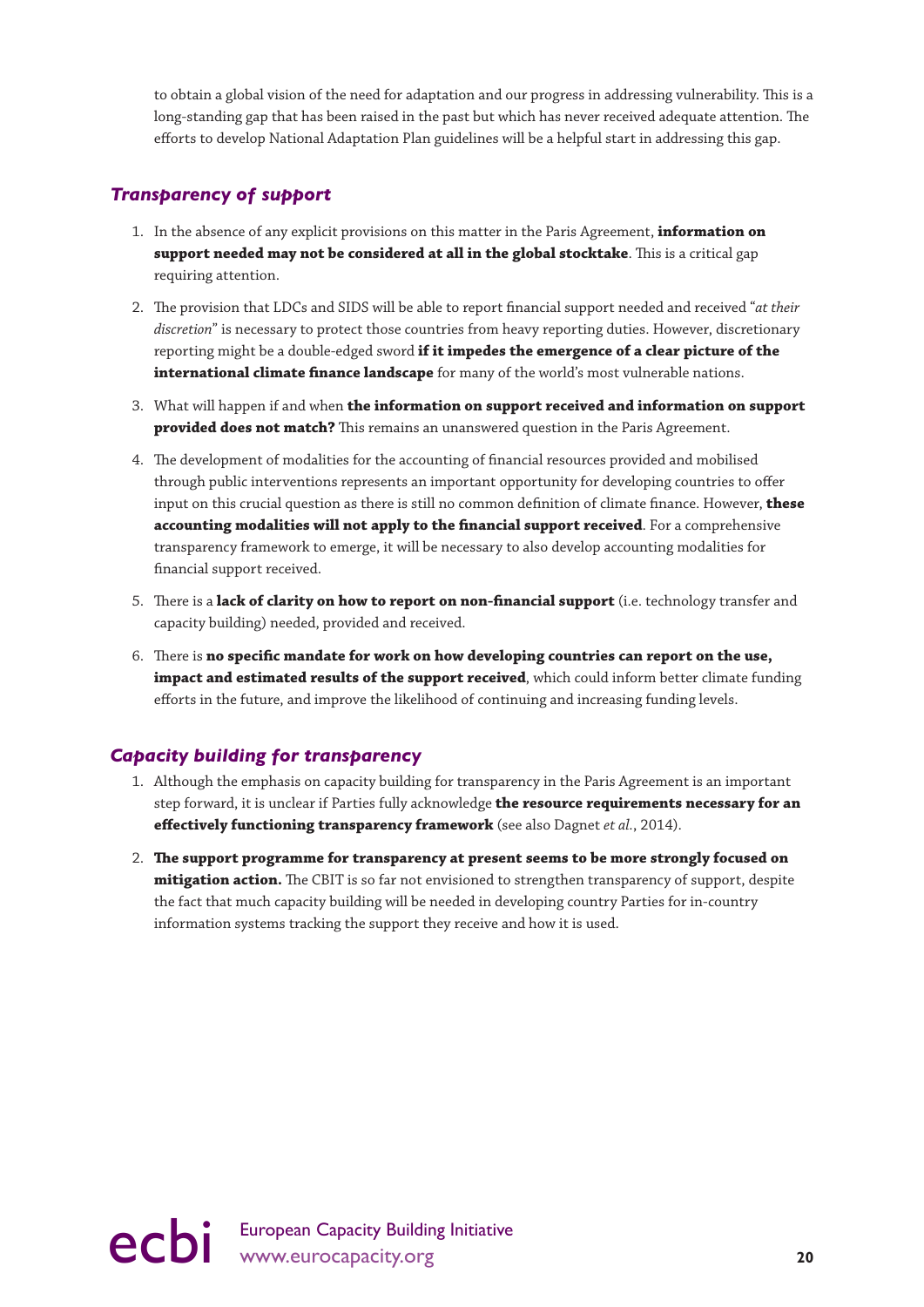to obtain a global vision of the need for adaptation and our progress in addressing vulnerability. This is a long-standing gap that has been raised in the past but which has never received adequate attention. The efforts to develop National Adaptation Plan guidelines will be a helpful start in addressing this gap.

### *Transparency of support*

1. In the absence of any explicit provisions on this matter in the Paris Agreement, **information on support needed may not be considered at all in the global stocktake**. This is a critical gap requiring attention.

2. The provision that LDCs and SIDS will be able to report financial support needed and received "*at their discretion*" is necessary to protect those countries from heavy reporting duties. However, discretionary reporting might be a double-edged sword **if it impedes the emergence of a clear picture of the international climate finance landscape** for many of the world's most vulnerable nations.

3. What will happen if and when **the information on support received and information on support provided does not match?** This remains an unanswered question in the Paris Agreement.

4. The development of modalities for the accounting of financial resources provided and mobilised through public interventions represents an important opportunity for developing countries to offer input on this crucial question as there is still no common definition of climate finance. However, **these accounting modalities will not apply to the financial support received**. For a comprehensive transparency framework to emerge, it will be necessary to also develop accounting modalities for financial support received.

5. There is a **lack of clarity on how to report on non-financial support** (i.e. technology transfer and capacity building) needed, provided and received.

6. There is **no specific mandate for work on how developing countries can report on the use, impact and estimated results of the support received**, which could inform better climate funding efforts in the future, and improve the likelihood of continuing and increasing funding levels.

### *Capacity building for transparency*

1. Although the emphasis on capacity building for transparency in the Paris Agreement is an important step forward, it is unclear if Parties fully acknowledge **the resource requirements necessary for an effectively functioning transparency framework** (see also Dagnet *et al.*, 2014).

2. **The support programme for transparency at present seems to be more strongly focused on mitigation action.** The CBIT is so far not envisioned to strengthen transparency of support, despite the fact that much capacity building will be needed in developing country Parties for in-country information systems tracking the support they receive and how it is used.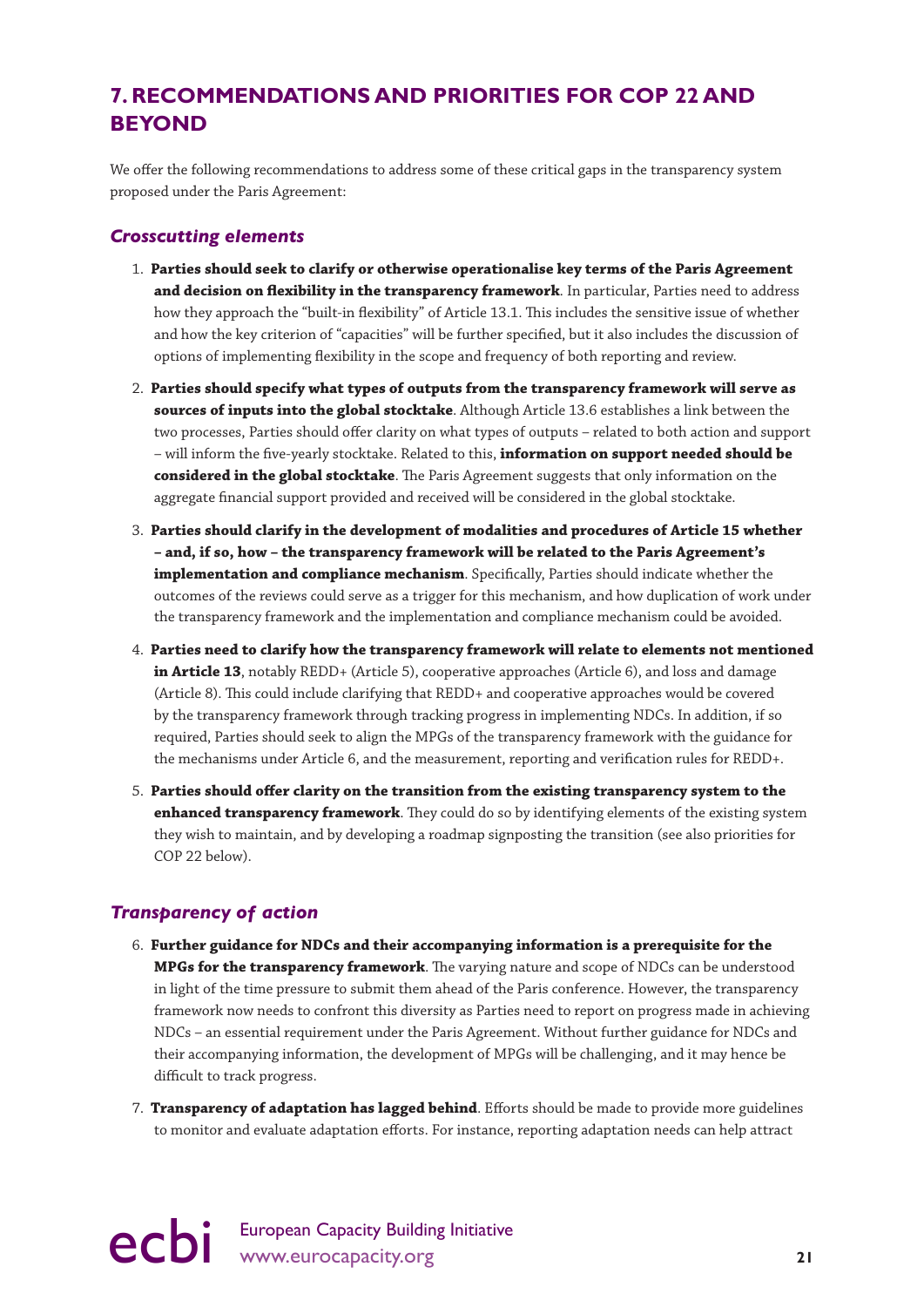## 7. RECOMMENDATIONS AND PRIORITIES FOR COP 22 AND BEYOND

We offer the following recommendations to address some of these critical gaps in the transparency system proposed under the Paris Agreement:

### *Crosscutting elements*

1. **Parties should seek to clarify or otherwise operationalise key terms of the Paris Agreement and decision on flexibility in the transparency framework**. In particular, Parties need to address how they approach the "built-in flexibility" of Article 13.1. This includes the sensitive issue of whether and how the key criterion of "capacities" will be further specified, but it also includes the discussion of options of implementing flexibility in the scope and frequency of both reporting and review.
2. **Parties should specify what types of outputs from the transparency framework will serve as sources of inputs into the global stocktake**. Although Article 13.6 establishes a link between the two processes, Parties should offer clarity on what types of outputs – related to both action and support – will inform the five-yearly stocktake. Related to this, **information on support needed should be considered in the global stocktake**. The Paris Agreement suggests that only information on the aggregate financial support provided and received will be considered in the global stocktake.
3. **Parties should clarify in the development of modalities and procedures of Article 15 whether – and, if so, how – the transparency framework will be related to the Paris Agreement's implementation and compliance mechanism**. Specifically, Parties should indicate whether the outcomes of the reviews could serve as a trigger for this mechanism, and how duplication of work under the transparency framework and the implementation and compliance mechanism could be avoided.
4. **Parties need to clarify how the transparency framework will relate to elements not mentioned in Article 13**, notably REDD+ (Article 5), cooperative approaches (Article 6), and loss and damage (Article 8). This could include clarifying that REDD+ and cooperative approaches would be covered by the transparency framework through tracking progress in implementing NDCs. In addition, if so required, Parties should seek to align the MPGs of the transparency framework with the guidance for the mechanisms under Article 6, and the measurement, reporting and verification rules for REDD+.
5. **Parties should offer clarity on the transition from the existing transparency system to the enhanced transparency framework**. They could do so by identifying elements of the existing system they wish to maintain, and by developing a roadmap signposting the transition (see also priorities for COP 22 below).

### *Transparency of action*

6. **Further guidance for NDCs and their accompanying information is a prerequisite for the MPGs for the transparency framework**. The varying nature and scope of NDCs can be understood in light of the time pressure to submit them ahead of the Paris conference. However, the transparency framework now needs to confront this diversity as Parties need to report on progress made in achieving NDCs – an essential requirement under the Paris Agreement. Without further guidance for NDCs and their accompanying information, the development of MPGs will be challenging, and it may hence be difficult to track progress.
7. **Transparency of adaptation has lagged behind**. Efforts should be made to provide more guidelines to monitor and evaluate adaptation efforts. For instance, reporting adaptation needs can help attract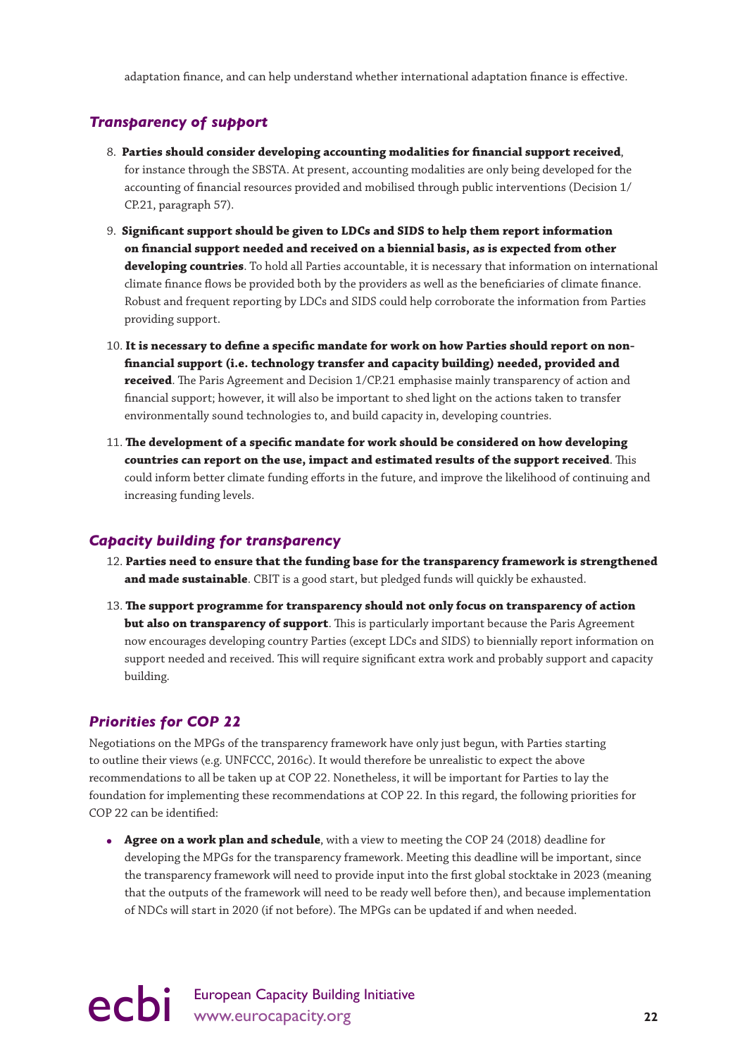adaptation finance, and can help understand whether international adaptation finance is effective.

## *Transparency of support*

8. **Parties should consider developing accounting modalities for financial support received**, for instance through the SBSTA. At present, accounting modalities are only being developed for the accounting of financial resources provided and mobilised through public interventions (Decision 1/CP.21, paragraph 57).

9. **Significant support should be given to LDCs and SIDS to help them report information on financial support needed and received on a biennial basis, as is expected from other developing countries**. To hold all Parties accountable, it is necessary that information on international climate finance flows be provided both by the providers as well as the beneficiaries of climate finance. Robust and frequent reporting by LDCs and SIDS could help corroborate the information from Parties providing support.

10. **It is necessary to define a specific mandate for work on how Parties should report on non-financial support (i.e. technology transfer and capacity building) needed, provided and received**. The Paris Agreement and Decision 1/CP.21 emphasise mainly transparency of action and financial support; however, it will also be important to shed light on the actions taken to transfer environmentally sound technologies to, and build capacity in, developing countries.

11. **The development of a specific mandate for work should be considered on how developing countries can report on the use, impact and estimated results of the support received**. This could inform better climate funding efforts in the future, and improve the likelihood of continuing and increasing funding levels.

## *Capacity building for transparency*

12. **Parties need to ensure that the funding base for the transparency framework is strengthened and made sustainable**. CBIT is a good start, but pledged funds will quickly be exhausted.

13. **The support programme for transparency should not only focus on transparency of action but also on transparency of support**. This is particularly important because the Paris Agreement now encourages developing country Parties (except LDCs and SIDS) to biennially report information on support needed and received. This will require significant extra work and probably support and capacity building.

## *Priorities for COP 22*

Negotiations on the MPGs of the transparency framework have only just begun, with Parties starting to outline their views (e.g. UNFCCC, 2016c). It would therefore be unrealistic to expect the above recommendations to all be taken up at COP 22. Nonetheless, it will be important for Parties to lay the foundation for implementing these recommendations at COP 22. In this regard, the following priorities for COP 22 can be identified:

- **Agree on a work plan and schedule**, with a view to meeting the COP 24 (2018) deadline for developing the MPGs for the transparency framework. Meeting this deadline will be important, since the transparency framework will need to provide input into the first global stocktake in 2023 (meaning that the outputs of the framework will need to be ready well before then), and because implementation of NDCs will start in 2020 (if not before). The MPGs can be updated if and when needed.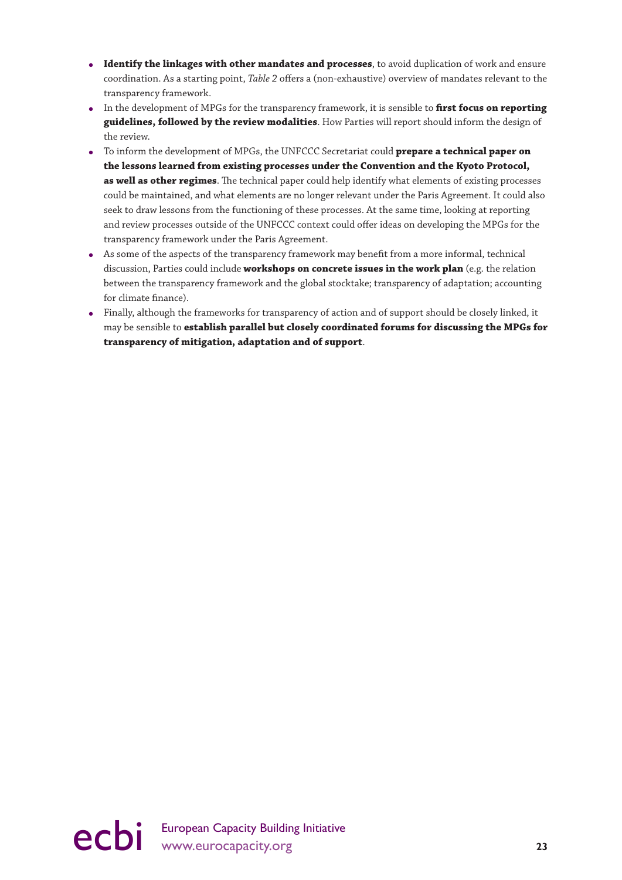- **Identify the linkages with other mandates and processes**, to avoid duplication of work and ensure coordination. As a starting point, *Table 2* offers a (non-exhaustive) overview of mandates relevant to the transparency framework.
- In the development of MPGs for the transparency framework, it is sensible to **first focus on reporting guidelines, followed by the review modalities**. How Parties will report should inform the design of the review.
- To inform the development of MPGs, the UNFCCC Secretariat could **prepare a technical paper on the lessons learned from existing processes under the Convention and the Kyoto Protocol, as well as other regimes**. The technical paper could help identify what elements of existing processes could be maintained, and what elements are no longer relevant under the Paris Agreement. It could also seek to draw lessons from the functioning of these processes. At the same time, looking at reporting and review processes outside of the UNFCCC context could offer ideas on developing the MPGs for the transparency framework under the Paris Agreement.
- As some of the aspects of the transparency framework may benefit from a more informal, technical discussion, Parties could include **workshops on concrete issues in the work plan** (e.g. the relation between the transparency framework and the global stocktake; transparency of adaptation; accounting for climate finance).
- Finally, although the frameworks for transparency of action and of support should be closely linked, it may be sensible to **establish parallel but closely coordinated forums for discussing the MPGs for transparency of mitigation, adaptation and of support**.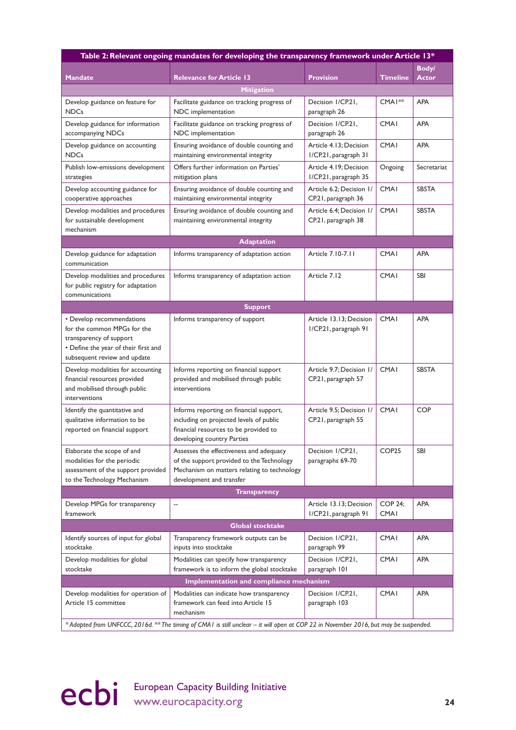**Table 2: Relevant ongoing mandates for developing the transparency framework under Article 13***

| Mandate | Relevance for Article 13 | Provision | Timeline | Body/ Actor |
|---|---|---|---|---|
| **Mitigation** | | | | |
| Develop guidance on feature for NDCs | Facilitate guidance on tracking progress of NDC implementation | Decision 1/CP.21, paragraph 26 | CMA1** | APA |
| Develop guidance for information accompanying NDCs | Facilitate guidance on tracking progress of NDC implementation | Decision 1/CP.21, paragraph 26 | CMA1 | APA |
| Develop guidance on accounting NDCs | Ensuring avoidance of double counting and maintaining environmental integrity | Article 4.13; Decision 1/CP.21, paragraph 31 | CMA1 | APA |
| Publish low-emissions development strategies | Offers further information on Parties' mitigation plans | Article 4.19; Decision 1/CP.21, paragraph 35 | Ongoing | Secretariat |
| Develop accounting guidance for cooperative approaches | Ensuring avoidance of double counting and maintaining environmental integrity | Article 6.2; Decision 1/CP.21, paragraph 36 | CMA1 | SBSTA |
| Develop modalities and procedures for sustainable development mechanism | Ensuring avoidance of double counting and maintaining environmental integrity | Article 6.4; Decision 1/CP.21, paragraph 38 | CMA1 | SBSTA |
| **Adaptation** | | | | |
| Develop guidance for adaptation communication | Informs transparency of adaptation action | Article 7.10-7.11 | CMA1 | APA |
| Develop modalities and procedures for public registry for adaptation communications | Informs transparency of adaptation action | Article 7.12 | CMA1 | SBI |
| **Support** | | | | |
| • Develop recommendations for the common MPGs for the transparency of support<br>• Define the year of their first and subsequent review and update | Informs transparency of support | Article 13.13; Decision 1/CP.21, paragraph 91 | CMA1 | APA |
| Develop modalities for accounting financial resources provided and mobilised through public interventions | Informs reporting on financial support provided and mobilised through public interventions | Article 9.7; Decision 1/CP.21, paragraph 57 | CMA1 | SBSTA |
| Identify the quantitative and qualitative information to be reported on financial support | Informs reporting on financial support, including on projected levels of public financial resources to be provided to developing country Parties | Article 9.5; Decision 1/CP.21, paragraph 55 | CMA1 | COP |
| Elaborate the scope of and modalities for the periodic assessment of the support provided to the Technology Mechanism | Assesses the effectiveness and adequacy of the support provided to the Technology Mechanism on matters relating to technology development and transfer | Decision 1/CP.21, paragraphs 69-70 | COP25 | SBI |
| **Transparency** | | | | |
| Develop MPGs for transparency framework | -- | Article 13.13; Decision 1/CP.21, paragraph 91 | COP 24; CMA1 | APA |
| **Global stocktake** | | | | |
| Identify sources of input for global stocktake | Transparency framework outputs can be inputs into stocktake | Decision 1/CP.21, paragraph 99 | CMA1 | APA |
| Develop modalities for global stocktake | Modalities can specify how transparency framework is to inform the global stocktake | Decision 1/CP.21, paragraph 101 | CMA1 | APA |
| **Implementation and compliance mechanism** | | | | |
| Develop modalities for operation of Article 15 committee | Modalities can indicate how transparency framework can feed into Article 15 mechanism | Decision 1/CP.21, paragraph 103 | CMA1 | APA |

*\*Adapted from UNFCCC, 2016d. \*\*The timing of CMA1 is still unclear – it will open at COP 22 in November 2016, but may be suspended.*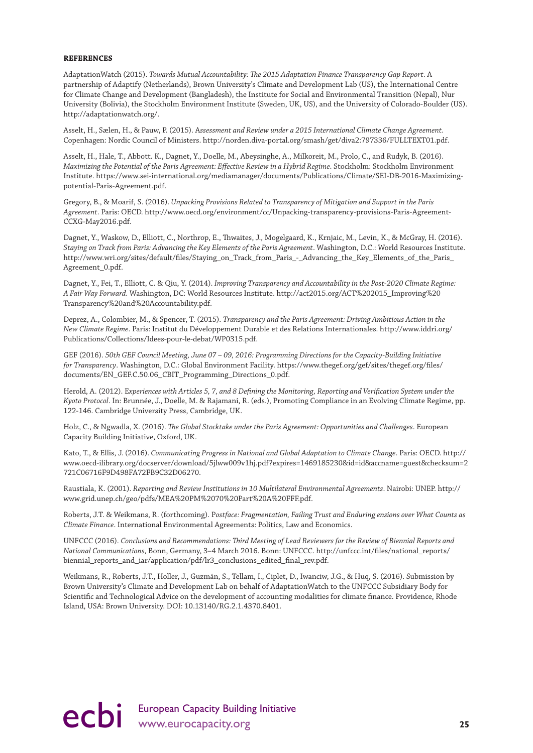**REFERENCES**

AdaptationWatch (2015). *Towards Mutual Accountability: The 2015 Adaptation Finance Transparency Gap Report*. A partnership of Adaptify (Netherlands), Brown University's Climate and Development Lab (US), the International Centre for Climate Change and Development (Bangladesh), the Institute for Social and Environmental Transition (Nepal), Nur University (Bolivia), the Stockholm Environment Institute (Sweden, UK, US), and the University of Colorado-Boulder (US). http://adaptationwatch.org/.

Asselt, H., Sælen, H., & Pauw, P. (2015). *Assessment and Review under a 2015 International Climate Change Agreement*. Copenhagen: Nordic Council of Ministers. http://norden.diva-portal.org/smash/get/diva2:797336/FULLTEXT01.pdf.

Asselt, H., Hale, T., Abbott. K., Dagnet, Y., Doelle, M., Abeysinghe, A., Milkoreit, M., Prolo, C., and Rudyk, B. (2016). *Maximizing the Potential of the Paris Agreement: Effective Review in a Hybrid Regime*. Stockholm: Stockholm Environment Institute. https://www.sei-international.org/mediamanager/documents/Publications/Climate/SEI-DB-2016-Maximizing-potential-Paris-Agreement.pdf.

Gregory, B., & Moarif, S. (2016). *Unpacking Provisions Related to Transparency of Mitigation and Support in the Paris Agreement*. Paris: OECD. http://www.oecd.org/environment/cc/Unpacking-transparency-provisions-Paris-Agreement-CCXG-May2016.pdf.

Dagnet, Y., Waskow, D., Elliott, C., Northrop, E., Thwaites, J., Mogelgaard, K., Krnjaic, M., Levin, K., & McGray, H. (2016). *Staying on Track from Paris: Advancing the Key Elements of the Paris Agreement*. Washington, D.C.: World Resources Institute. http://www.wri.org/sites/default/files/Staying_on_Track_from_Paris_-_Advancing_the_Key_Elements_of_the_Paris_Agreement_0.pdf.

Dagnet, Y., Fei, T., Elliott, C. & Qiu, Y. (2014). *Improving Transparency and Accountability in the Post-2020 Climate Regime: A Fair Way Forward*. Washington, DC: World Resources Institute. http://act2015.org/ACT%202015_Improving%20Transparency%20and%20Accountability.pdf.

Deprez, A., Colombier, M., & Spencer, T. (2015). *Transparency and the Paris Agreement: Driving Ambitious Action in the New Climate Regime*. Paris: Institut du Développement Durable et des Relations Internationales. http://www.iddri.org/Publications/Collections/Idees-pour-le-debat/WP0315.pdf.

GEF (2016). *50th GEF Council Meeting, June 07 – 09, 2016: Programming Directions for the Capacity-Building Initiative for Transparency*. Washington, D.C.: Global Environment Facility. https://www.thegef.org/gef/sites/thegef.org/files/documents/EN_GEF.C.50.06_CBIT_Programming_Directions_0.pdf.

Herold, A. (2012). *Experiences with Articles 5, 7, and 8 Defining the Monitoring, Reporting and Verification System under the Kyoto Protocol*. In: Brunnée, J., Doelle, M. & Rajamani, R. (eds.), Promoting Compliance in an Evolving Climate Regime, pp. 122-146. Cambridge University Press, Cambridge, UK.

Holz, C., & Ngwadla, X. (2016). *The Global Stocktake under the Paris Agreement: Opportunities and Challenges*. European Capacity Building Initiative, Oxford, UK.

Kato, T., & Ellis, J. (2016). *Communicating Progress in National and Global Adaptation to Climate Change*. Paris: OECD. http://www.oecd-ilibrary.org/docserver/download/5jlww009v1hj.pdf?expires=1469185230&id=id&accname=guest&checksum=2721C06716F9D498FA72FB9C32D06270.

Raustiala, K. (2001). *Reporting and Review Institutions in 10 Multilateral Environmental Agreements*. Nairobi: UNEP. http://www.grid.unep.ch/geo/pdfs/MEA%20PM%2070%20Part%20A%20FFF.pdf.

Roberts, J.T. & Weikmans, R. (forthcoming). *Postface: Fragmentation, Failing Trust and Enduring ensions over What Counts as Climate Finance*. International Environmental Agreements: Politics, Law and Economics.

UNFCCC (2016). *Conclusions and Recommendations: Third Meeting of Lead Reviewers for the Review of Biennial Reports and National Communications*, Bonn, Germany, 3–4 March 2016. Bonn: UNFCCC. http://unfccc.int/files/national_reports/biennial_reports_and_iar/application/pdf/lr3_conclusions_edited_final_rev.pdf.

Weikmans, R., Roberts, J.T., Holler, J., Guzmán, S., Tellam, I., Ciplet, D., Iwanciw, J.G., & Huq, S. (2016). Submission by Brown University's Climate and Development Lab on behalf of AdaptationWatch to the UNFCCC Subsidiary Body for Scientific and Technological Advice on the development of accounting modalities for climate finance. Providence, Rhode Island, USA: Brown University. DOI: 10.13140/RG.2.1.4370.8401.